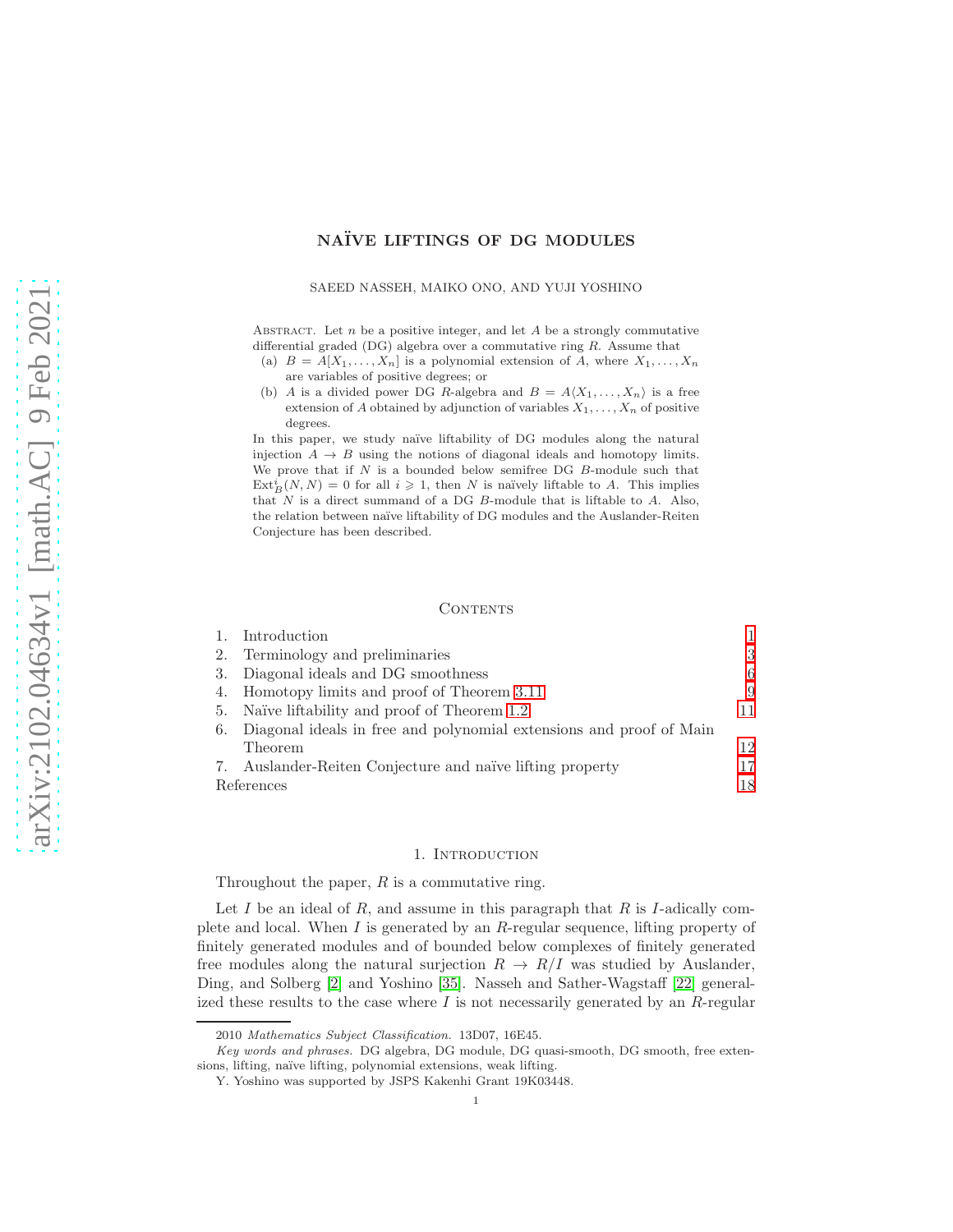# NAÏVE LIFTINGS OF DG MODULES

SAEED NASSEH, MAIKO ONO, AND YUJI YOSHINO

Abstract. Let $n$ be a positive integer, and let $A$ be a strongly commutative differential graded (DG) algebra over a commutative ring $R$. Assume that

(a) $B = A[X_1, \ldots, X_n]$ is a polynomial extension of $A$, where $X_1, \ldots, X_n$ are variables of positive degrees; or

(b) $A$ is a divided power DG $R$-algebra and $B = A\langle X_1, \ldots, X_n\rangle$ is a free extension of $A$ obtained by adjunction of variables $X_1, \ldots, X_n$ of positive degrees.

In this paper, we study naïve liftability of DG modules along the natural injection $A \to B$ using the notions of diagonal ideals and homotopy limits. We prove that if $N$ is a bounded below semifree DG $B$-module such that $\operatorname{Ext}^i_B(N, N) = 0$ for all $i \geqslant 1$, then $N$ is naïvely liftable to $A$. This implies that $N$ is a direct summand of a DG $B$-module that is liftable to $A$. Also, the relation between naïve liftability of DG modules and the Auslander-Reiten Conjecture has been described.

## Contents

1. Introduction 1
2. Terminology and preliminaries 3
3. Diagonal ideals and DG smoothness 6
4. Homotopy limits and proof of Theorem 3.11 9
5. Naïve liftability and proof of Theorem 1.2 11
6. Diagonal ideals in free and polynomial extensions and proof of Main Theorem 12
7. Auslander-Reiten Conjecture and naïve lifting property 17

References 18

## 1. Introduction

Throughout the paper, $R$ is a commutative ring.

Let $I$ be an ideal of $R$, and assume in this paragraph that $R$ is $I$-adically complete and local. When $I$ is generated by an $R$-regular sequence, lifting property of finitely generated modules and of bounded below complexes of finitely generated free modules along the natural surjection $R \to R/I$ was studied by Auslander, Ding, and Solberg [2] and Yoshino [35]. Nasseh and Sather-Wagstaff [22] generalized these results to the case where $I$ is not necessarily generated by an $R$-regular

---

2010 *Mathematics Subject Classification.* 13D07, 16E45.

*Key words and phrases.* DG algebra, DG module, DG quasi-smooth, DG smooth, free extensions, lifting, naïve lifting, polynomial extensions, weak lifting.

Y. Yoshino was supported by JSPS Kakenhi Grant 19K03448.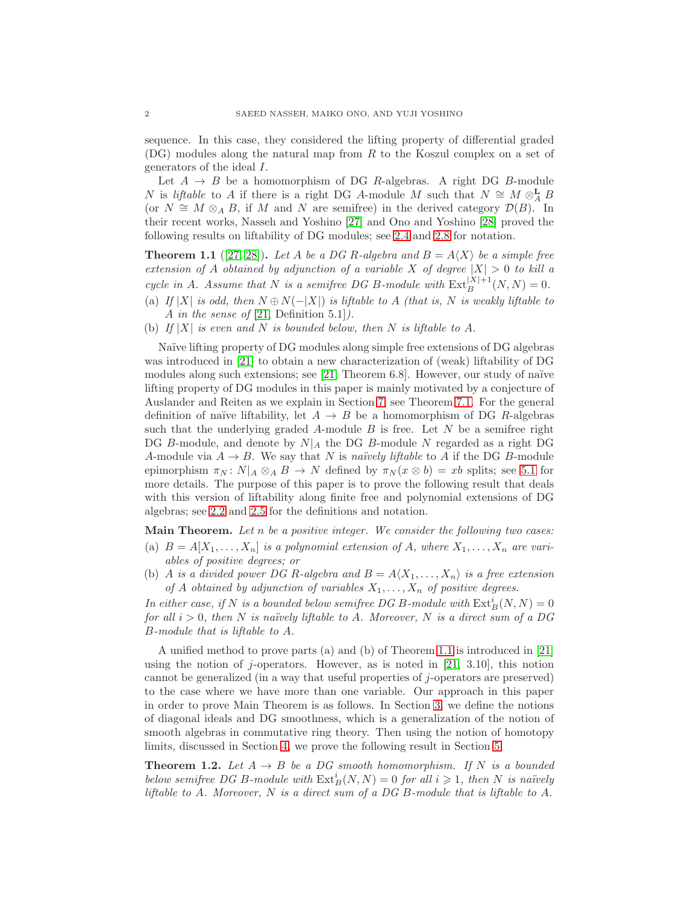sequence. In this case, they considered the lifting property of differential graded (DG) modules along the natural map from $R$ to the Koszul complex on a set of generators of the ideal $I$.

Let $A \to B$ be a homomorphism of DG $R$-algebras. A right DG $B$-module $N$ is *liftable* to $A$ if there is a right DG $A$-module $M$ such that $N \cong M \otimes^{\mathbf{L}}_A B$ (or $N \cong M \otimes_A B$, if $M$ and $N$ are semifree) in the derived category $\mathcal{D}(B)$. In their recent works, Nasseh and Yoshino [27] and Ono and Yoshino [28] proved the following results on liftability of DG modules; see 2.4 and 2.8 for notation.

**Theorem 1.1** ([27, 28]). *Let $A$ be a DG $R$-algebra and $B = A\langle X\rangle$ be a simple free extension of $A$ obtained by adjunction of a variable $X$ of degree $|X| > 0$ to kill a cycle in $A$. Assume that $N$ is a semifree DG $B$-module with $\operatorname{Ext}^{|X|+1}_B(N,N) = 0$.*

(a) *If $|X|$ is odd, then $N \oplus N(-|X|)$ is liftable to $A$ (that is, $N$ is weakly liftable to $A$ in the sense of [21, Definition 5.1]).*

(b) *If $|X|$ is even and $N$ is bounded below, then $N$ is liftable to $A$.*

Naïve lifting property of DG modules along simple free extensions of DG algebras was introduced in [21] to obtain a new characterization of (weak) liftability of DG modules along such extensions; see [21, Theorem 6.8]. However, our study of naïve lifting property of DG modules in this paper is mainly motivated by a conjecture of Auslander and Reiten as we explain in Section 7; see Theorem 7.1. For the general definition of naïve liftability, let $A \to B$ be a homomorphism of DG $R$-algebras such that the underlying graded $A$-module $B$ is free. Let $N$ be a semifree right DG $B$-module, and denote by $N|_A$ the DG $B$-module $N$ regarded as a right DG $A$-module via $A \to B$. We say that $N$ is *naïvely liftable* to $A$ if the DG $B$-module epimorphism $\pi_N\colon N|_A \otimes_A B \to N$ defined by $\pi_N(x \otimes b) = xb$ splits; see 5.1 for more details. The purpose of this paper is to prove the following result that deals with this version of liftability along finite free and polynomial extensions of DG algebras; see 2.2 and 2.5 for the definitions and notation.

**Main Theorem.** *Let $n$ be a positive integer. We consider the following two cases:*

(a) *$B = A[X_1, \ldots, X_n]$ is a polynomial extension of $A$, where $X_1, \ldots, X_n$ are variables of positive degrees; or*

(b) *$A$ is a divided power DG $R$-algebra and $B = A\langle X_1, \ldots, X_n\rangle$ is a free extension of $A$ obtained by adjunction of variables $X_1, \ldots, X_n$ of positive degrees.*

*In either case, if $N$ is a bounded below semifree DG $B$-module with $\operatorname{Ext}^i_B(N,N) = 0$ for all $i > 0$, then $N$ is naïvely liftable to $A$. Moreover, $N$ is a direct sum of a DG $B$-module that is liftable to $A$.*

A unified method to prove parts (a) and (b) of Theorem 1.1 is introduced in [21] using the notion of $j$-operators. However, as is noted in [21, 3.10], this notion cannot be generalized (in a way that useful properties of $j$-operators are preserved) to the case where we have more than one variable. Our approach in this paper in order to prove Main Theorem is as follows. In Section 3, we define the notions of diagonal ideals and DG smoothness, which is a generalization of the notion of smooth algebras in commutative ring theory. Then using the notion of homotopy limits, discussed in Section 4, we prove the following result in Section 5.

**Theorem 1.2.** *Let $A \to B$ be a DG smooth homomorphism. If $N$ is a bounded below semifree DG $B$-module with $\operatorname{Ext}^i_B(N,N) = 0$ for all $i \geqslant 1$, then $N$ is naïvely liftable to $A$. Moreover, $N$ is a direct sum of a DG $B$-module that is liftable to $A$.*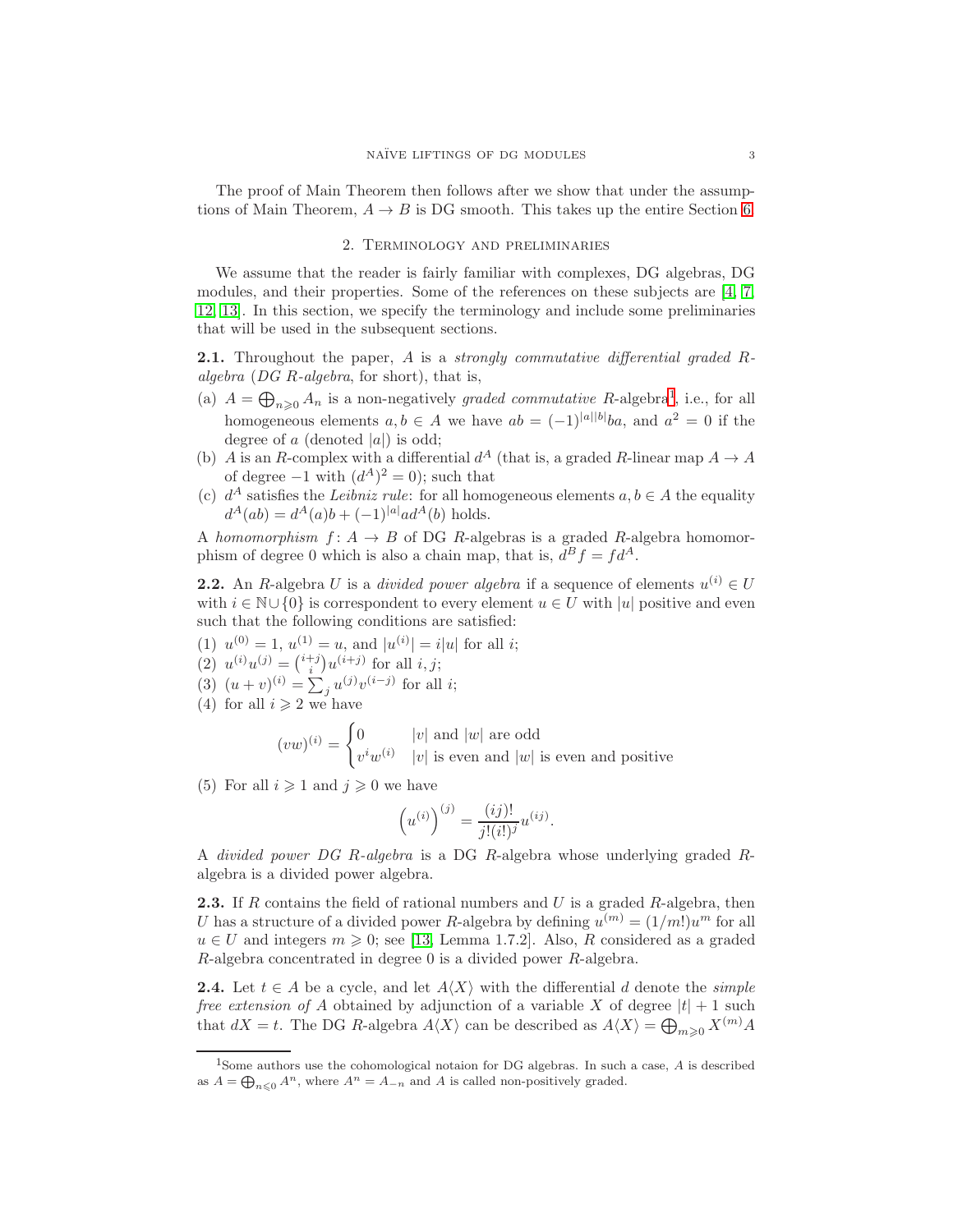The proof of Main Theorem then follows after we show that under the assumptions of Main Theorem, $A \to B$ is DG smooth. This takes up the entire Section 6.

## 2. Terminology and preliminaries

We assume that the reader is fairly familiar with complexes, DG algebras, DG modules, and their properties. Some of the references on these subjects are [4, 7, 12, 13]. In this section, we specify the terminology and include some preliminaries that will be used in the subsequent sections.

**2.1.** Throughout the paper, $A$ is a *strongly commutative differential graded $R$-algebra* (*DG $R$-algebra*, for short), that is,

(a) $A = \bigoplus_{n \geqslant 0} A_n$ is a non-negatively *graded commutative* $R$-algebra[1], i.e., for all homogeneous elements $a, b \in A$ we have $ab = (-1)^{|a||b|} ba$, and $a^2 = 0$ if the degree of $a$ (denoted $|a|$) is odd;
(b) $A$ is an $R$-complex with a differential $d^A$ (that is, a graded $R$-linear map $A \to A$ of degree $-1$ with $(d^A)^2 = 0$); such that
(c) $d^A$ satisfies the *Leibniz rule*: for all homogeneous elements $a, b \in A$ the equality $d^A(ab) = d^A(a)b + (-1)^{|a|} a d^A(b)$ holds.

A *homomorphism* $f \colon A \to B$ of DG $R$-algebras is a graded $R$-algebra homomorphism of degree 0 which is also a chain map, that is, $d^B f = f d^A$.

**2.2.** An $R$-algebra $U$ is a *divided power algebra* if a sequence of elements $u^{(i)} \in U$ with $i \in \mathbb{N} \cup \{0\}$ is correspondent to every element $u \in U$ with $|u|$ positive and even such that the following conditions are satisfied:

(1) $u^{(0)} = 1$, $u^{(1)} = u$, and $|u^{(i)}| = i|u|$ for all $i$;
(2) $u^{(i)} u^{(j)} = \binom{i+j}{i} u^{(i+j)}$ for all $i, j$;
(3) $(u + v)^{(i)} = \sum_j u^{(j)} v^{(i-j)}$ for all $i$;
(4) for all $i \geqslant 2$ we have

$$(vw)^{(i)} = \begin{cases} 0 & |v| \text{ and } |w| \text{ are odd} \\ v^i w^{(i)} & |v| \text{ is even and } |w| \text{ is even and positive} \end{cases}$$

(5) For all $i \geqslant 1$ and $j \geqslant 0$ we have

$$\left(u^{(i)}\right)^{(j)} = \frac{(ij)!}{j!(i!)^j} u^{(ij)}.$$

A *divided power DG $R$-algebra* is a DG $R$-algebra whose underlying graded $R$-algebra is a divided power algebra.

**2.3.** If $R$ contains the field of rational numbers and $U$ is a graded $R$-algebra, then $U$ has a structure of a divided power $R$-algebra by defining $u^{(m)} = (1/m!)u^m$ for all $u \in U$ and integers $m \geqslant 0$; see [13, Lemma 1.7.2]. Also, $R$ considered as a graded $R$-algebra concentrated in degree 0 is a divided power $R$-algebra.

**2.4.** Let $t \in A$ be a cycle, and let $A\langle X \rangle$ with the differential $d$ denote the *simple free extension of* $A$ obtained by adjunction of a variable $X$ of degree $|t| + 1$ such that $dX = t$. The DG $R$-algebra $A\langle X \rangle$ can be described as $A\langle X \rangle = \bigoplus_{m \geqslant 0} X^{(m)} A$

[1] Some authors use the cohomological notaion for DG algebras. In such a case, $A$ is described as $A = \bigoplus_{n \leqslant 0} A^n$, where $A^n = A_{-n}$ and $A$ is called non-positively graded.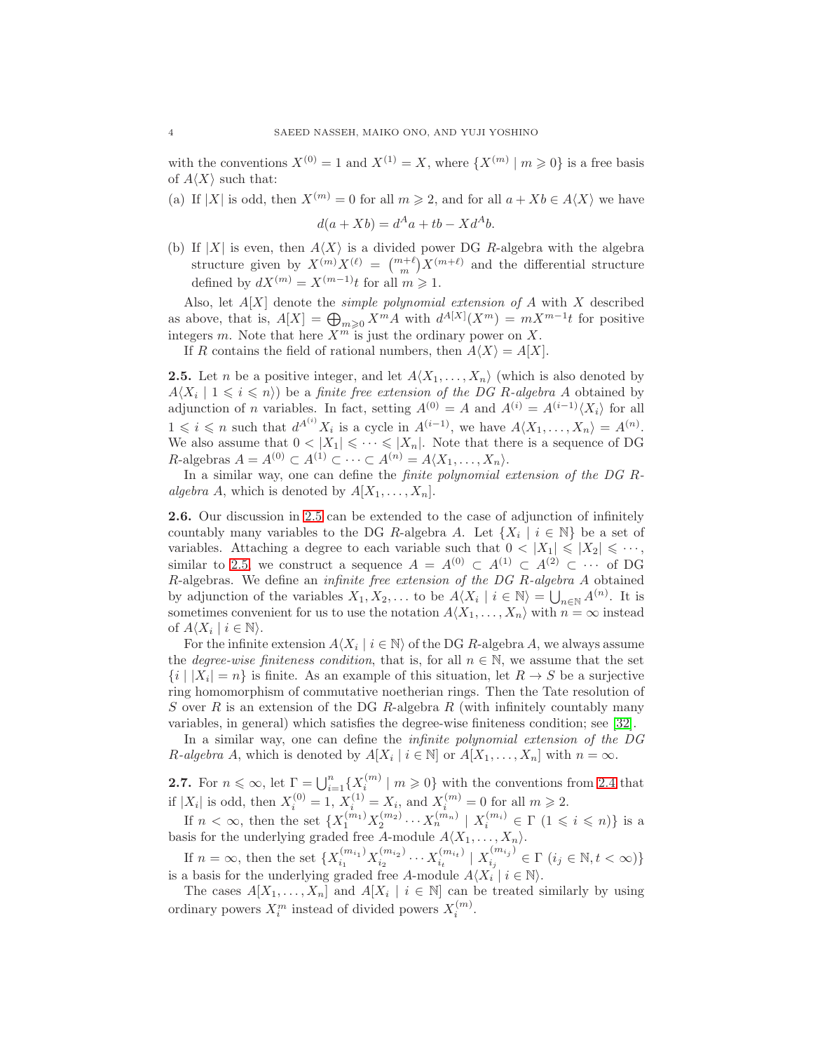with the conventions $X^{(0)} = 1$ and $X^{(1)} = X$, where $\{X^{(m)} \mid m \geqslant 0\}$ is a free basis of $A\langle X\rangle$ such that:

(a) If $|X|$ is odd, then $X^{(m)} = 0$ for all $m \geqslant 2$, and for all $a + Xb \in A\langle X\rangle$ we have

$$d(a + Xb) = d^A a + tb - X d^A b.$$

(b) If $|X|$ is even, then $A\langle X\rangle$ is a divided power DG $R$-algebra with the algebra structure given by $X^{(m)}X^{(\ell)} = \binom{m+\ell}{m} X^{(m+\ell)}$ and the differential structure defined by $dX^{(m)} = X^{(m-1)}t$ for all $m \geqslant 1$.

Also, let $A[X]$ denote the *simple polynomial extension of* $A$ with $X$ described as above, that is, $A[X] = \bigoplus_{m\geqslant 0} X^m A$ with $d^{A[X]}(X^m) = mX^{m-1}t$ for positive integers $m$. Note that here $X^m$ is just the ordinary power on $X$.

If $R$ contains the field of rational numbers, then $A\langle X\rangle = A[X]$.

**2.5.** Let $n$ be a positive integer, and let $A\langle X_1, \ldots, X_n\rangle$ (which is also denoted by $A\langle X_i \mid 1 \leqslant i \leqslant n\rangle$) be a *finite free extension of the DG $R$-algebra $A$* obtained by adjunction of $n$ variables. In fact, setting $A^{(0)} = A$ and $A^{(i)} = A^{(i-1)}\langle X_i\rangle$ for all $1 \leqslant i \leqslant n$ such that $d^{A^{(i)}} X_i$ is a cycle in $A^{(i-1)}$, we have $A\langle X_1, \ldots, X_n\rangle = A^{(n)}$. We also assume that $0 < |X_1| \leqslant \cdots \leqslant |X_n|$. Note that there is a sequence of DG $R$-algebras $A = A^{(0)} \subset A^{(1)} \subset \cdots \subset A^{(n)} = A\langle X_1, \ldots, X_n\rangle$.

In a similar way, one can define the *finite polynomial extension of the DG $R$-algebra $A$*, which is denoted by $A[X_1, \ldots, X_n]$.

**2.6.** Our discussion in 2.5 can be extended to the case of adjunction of infinitely countably many variables to the DG $R$-algebra $A$. Let $\{X_i \mid i \in \mathbb{N}\}$ be a set of variables. Attaching a degree to each variable such that $0 < |X_1| \leqslant |X_2| \leqslant \cdots$, similar to 2.5, we construct a sequence $A = A^{(0)} \subset A^{(1)} \subset A^{(2)} \subset \cdots$ of DG $R$-algebras. We define an *infinite free extension of the DG $R$-algebra $A$* obtained by adjunction of the variables $X_1, X_2, \ldots$ to be $A\langle X_i \mid i \in \mathbb{N}\rangle = \bigcup_{n\in\mathbb{N}} A^{(n)}$. It is sometimes convenient for us to use the notation $A\langle X_1, \ldots, X_n\rangle$ with $n = \infty$ instead of $A\langle X_i \mid i \in \mathbb{N}\rangle$.

For the infinite extension $A\langle X_i \mid i \in \mathbb{N}\rangle$ of the DG $R$-algebra $A$, we always assume the *degree-wise finiteness condition*, that is, for all $n \in \mathbb{N}$, we assume that the set $\{i \mid |X_i| = n\}$ is finite. As an example of this situation, let $R \to S$ be a surjective ring homomorphism of commutative noetherian rings. Then the Tate resolution of $S$ over $R$ is an extension of the DG $R$-algebra $R$ (with infinitely countably many variables, in general) which satisfies the degree-wise finiteness condition; see [32].

In a similar way, one can define the *infinite polynomial extension of the DG $R$-algebra $A$*, which is denoted by $A[X_i \mid i \in \mathbb{N}]$ or $A[X_1, \ldots, X_n]$ with $n = \infty$.

**2.7.** For $n \leqslant \infty$, let $\Gamma = \bigcup_{i=1}^{n} \{X_i^{(m)} \mid m \geqslant 0\}$ with the conventions from 2.4 that if $|X_i|$ is odd, then $X_i^{(0)} = 1$, $X_i^{(1)} = X_i$, and $X_i^{(m)} = 0$ for all $m \geqslant 2$.

If $n < \infty$, then the set $\{X_1^{(m_1)} X_2^{(m_2)} \cdots X_n^{(m_n)} \mid X_i^{(m_i)} \in \Gamma \ (1 \leqslant i \leqslant n)\}$ is a basis for the underlying graded free $A$-module $A\langle X_1, \ldots, X_n\rangle$.

If $n = \infty$, then the set $\{X_{i_1}^{(m_{i_1})} X_{i_2}^{(m_{i_2})} \cdots X_{i_t}^{(m_{i_t})} \mid X_{i_j}^{(m_{i_j})} \in \Gamma \ (i_j \in \mathbb{N}, t < \infty)\}$ is a basis for the underlying graded free $A$-module $A\langle X_i \mid i \in \mathbb{N}\rangle$.

The cases $A[X_1, \ldots, X_n]$ and $A[X_i \mid i \in \mathbb{N}]$ can be treated similarly by using ordinary powers $X_i^m$ instead of divided powers $X_i^{(m)}$.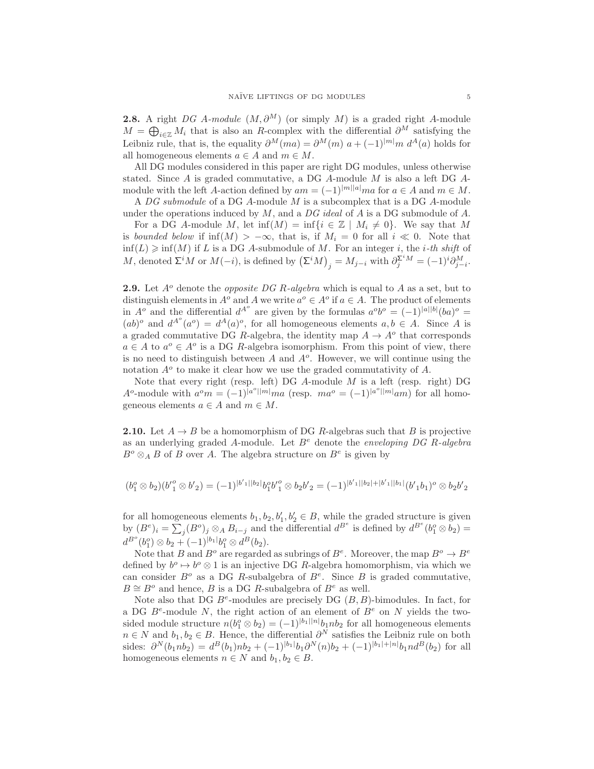**2.8.** A right *DG A-module* $(M, \partial^M)$ (or simply $M$) is a graded right $A$-module $M = \bigoplus_{i\in\mathbb{Z}} M_i$ that is also an $R$-complex with the differential $\partial^M$ satisfying the Leibniz rule, that is, the equality $\partial^M(ma) = \partial^M(m)\ a + (-1)^{|m|}m\ d^A(a)$ holds for all homogeneous elements $a \in A$ and $m \in M$.

All DG modules considered in this paper are right DG modules, unless otherwise stated. Since $A$ is graded commutative, a DG $A$-module $M$ is also a left DG $A$-module with the left $A$-action defined by $am = (-1)^{|m||a|}ma$ for $a \in A$ and $m \in M$.

A *DG submodule* of a DG $A$-module $M$ is a subcomplex that is a DG $A$-module under the operations induced by $M$, and a *DG ideal* of $A$ is a DG submodule of $A$.

For a DG $A$-module $M$, let $\inf(M) = \inf\{i \in \mathbb{Z} \mid M_i \neq 0\}$. We say that $M$ is *bounded below* if $\inf(M) > -\infty$, that is, if $M_i = 0$ for all $i \ll 0$. Note that $\inf(L) \geqslant \inf(M)$ if $L$ is a DG $A$-submodule of $M$. For an integer $i$, the *$i$-th shift* of $M$, denoted $\Sigma^i M$ or $M(-i)$, is defined by $\left(\Sigma^i M\right)_j = M_{j-i}$ with $\partial_j^{\Sigma^i M} = (-1)^i \partial_{j-i}^M$.

**2.9.** Let $A^o$ denote the *opposite DG R-algebra* which is equal to $A$ as a set, but to distinguish elements in $A^o$ and $A$ we write $a^o \in A^o$ if $a \in A$. The product of elements in $A^o$ and the differential $d^{A^o}$ are given by the formulas $a^o b^o = (-1)^{|a||b|}(ba)^o = (ab)^o$ and $d^{A^o}(a^o) = d^A(a)^o$, for all homogeneous elements $a, b \in A$. Since $A$ is a graded commutative DG $R$-algebra, the identity map $A \to A^o$ that corresponds $a \in A$ to $a^o \in A^o$ is a DG $R$-algebra isomorphism. From this point of view, there is no need to distinguish between $A$ and $A^o$. However, we will continue using the notation $A^o$ to make it clear how we use the graded commutativity of $A$.

Note that every right (resp. left) DG $A$-module $M$ is a left (resp. right) DG $A^o$-module with $a^o m = (-1)^{|a^o||m|}ma$ (resp. $ma^o = (-1)^{|a^o||m|}am$) for all homogeneous elements $a \in A$ and $m \in M$.

**2.10.** Let $A \to B$ be a homomorphism of DG $R$-algebras such that $B$ is projective as an underlying graded $A$-module. Let $B^e$ denote the *enveloping DG R-algebra* $B^o \otimes_A B$ of $B$ over $A$. The algebra structure on $B^e$ is given by

$$(b_1^o \otimes b_2)({b'}_1^o \otimes {b'}_2) = (-1)^{|{b'}_1||b_2|} b_1^o {b'}_1^o \otimes b_2 {b'}_2 = (-1)^{|{b'}_1||b_2| + |{b'}_1||b_1|}({b'}_1 b_1)^o \otimes b_2 {b'}_2$$

for all homogeneous elements $b_1, b_2, b'_1, b'_2 \in B$, while the graded structure is given by $(B^e)_i = \sum_j (B^o)_j \otimes_A B_{i-j}$ and the differential $d^{B^e}$ is defined by $d^{B^e}(b_1^o \otimes b_2) = d^{B^o}(b_1^o) \otimes b_2 + (-1)^{|b_1|} b_1^o \otimes d^B(b_2)$.

Note that $B$ and $B^o$ are regarded as subrings of $B^e$. Moreover, the map $B^o \to B^e$ defined by $b^o \mapsto b^o \otimes 1$ is an injective DG $R$-algebra homomorphism, via which we can consider $B^o$ as a DG $R$-subalgebra of $B^e$. Since $B$ is graded commutative, $B \cong B^o$ and hence, $B$ is a DG $R$-subalgebra of $B^e$ as well.

Note also that DG $B^e$-modules are precisely DG $(B, B)$-bimodules. In fact, for a DG $B^e$-module $N$, the right action of an element of $B^e$ on $N$ yields the two-sided module structure $n(b_1^o \otimes b_2) = (-1)^{|b_1||n|} b_1 n b_2$ for all homogeneous elements $n \in N$ and $b_1, b_2 \in B$. Hence, the differential $\partial^N$ satisfies the Leibniz rule on both sides: $\partial^N(b_1 n b_2) = d^B(b_1) n b_2 + (-1)^{|b_1|} b_1 \partial^N(n) b_2 + (-1)^{|b_1|+|n|} b_1 n d^B(b_2)$ for all homogeneous elements $n \in N$ and $b_1, b_2 \in B$.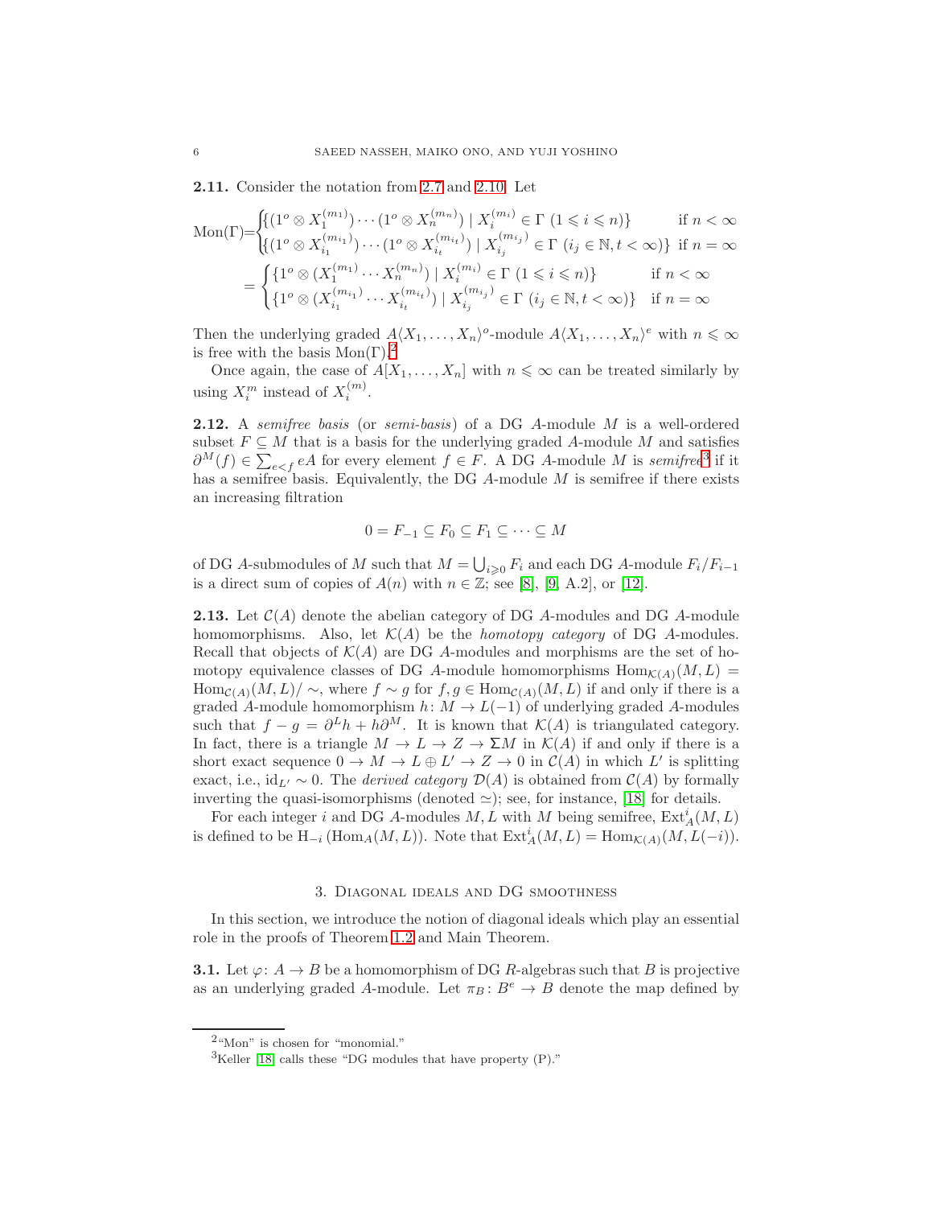**2.11.** Consider the notation from 2.7 and 2.10. Let

$$
\begin{aligned}
\operatorname{Mon}(\Gamma) &= \begin{cases} \{(1^o \otimes X_1^{(m_1)}) \cdots (1^o \otimes X_n^{(m_n)}) \mid X_i^{(m_i)} \in \Gamma \ (1 \leqslant i \leqslant n)\} & \text{if } n < \infty \\ \{(1^o \otimes X_{i_1}^{(m_{i_1})}) \cdots (1^o \otimes X_{i_t}^{(m_{i_t})}) \mid X_{i_j}^{(m_{i_j})} \in \Gamma \ (i_j \in \mathbb{N}, t < \infty)\} & \text{if } n = \infty \end{cases} \\
&= \begin{cases} \{1^o \otimes (X_1^{(m_1)} \cdots X_n^{(m_n)}) \mid X_i^{(m_i)} \in \Gamma \ (1 \leqslant i \leqslant n)\} & \text{if } n < \infty \\ \{1^o \otimes (X_{i_1}^{(m_{i_1})} \cdots X_{i_t}^{(m_{i_t})}) \mid X_{i_j}^{(m_{i_j})} \in \Gamma \ (i_j \in \mathbb{N}, t < \infty)\} & \text{if } n = \infty \end{cases}
\end{aligned}
$$

Then the underlying graded $A\langle X_1, \ldots, X_n\rangle^o$-module $A\langle X_1, \ldots, X_n\rangle^e$ with $n \leqslant \infty$ is free with the basis $\operatorname{Mon}(\Gamma)$.[2]

Once again, the case of $A[X_1, \ldots, X_n]$ with $n \leqslant \infty$ can be treated similarly by using $X_i^m$ instead of $X_i^{(m)}$.

**2.12.** A *semifree basis* (or *semi-basis*) of a DG $A$-module $M$ is a well-ordered subset $F \subseteq M$ that is a basis for the underlying graded $A$-module $M$ and satisfies $\partial^M(f) \in \sum_{e<f} eA$ for every element $f \in F$. A DG $A$-module $M$ is *semifree*[3] if it has a semifree basis. Equivalently, the DG $A$-module $M$ is semifree if there exists an increasing filtration

$$0 = F_{-1} \subseteq F_0 \subseteq F_1 \subseteq \cdots \subseteq M$$

of DG $A$-submodules of $M$ such that $M = \bigcup_{i \geqslant 0} F_i$ and each DG $A$-module $F_i/F_{i-1}$ is a direct sum of copies of $A(n)$ with $n \in \mathbb{Z}$; see [8], [9, A.2], or [12].

**2.13.** Let $\mathcal{C}(A)$ denote the abelian category of DG $A$-modules and DG $A$-module homomorphisms. Also, let $\mathcal{K}(A)$ be the *homotopy category* of DG $A$-modules. Recall that objects of $\mathcal{K}(A)$ are DG $A$-modules and morphisms are the set of homotopy equivalence classes of DG $A$-module homomorphisms $\operatorname{Hom}_{\mathcal{K}(A)}(M, L) = \operatorname{Hom}_{\mathcal{C}(A)}(M, L)/\sim$, where $f \sim g$ for $f, g \in \operatorname{Hom}_{\mathcal{C}(A)}(M, L)$ if and only if there is a graded $A$-module homomorphism $h\colon M \to L(-1)$ of underlying graded $A$-modules such that $f - g = \partial^L h + h\partial^M$. It is known that $\mathcal{K}(A)$ is triangulated category. In fact, there is a triangle $M \to L \to Z \to \Sigma M$ in $\mathcal{K}(A)$ if and only if there is a short exact sequence $0 \to M \to L \oplus L' \to Z \to 0$ in $\mathcal{C}(A)$ in which $L'$ is splitting exact, i.e., $\mathrm{id}_{L'} \sim 0$. The *derived category* $\mathcal{D}(A)$ is obtained from $\mathcal{C}(A)$ by formally inverting the quasi-isomorphisms (denoted $\simeq$); see, for instance, [18] for details.

For each integer $i$ and DG $A$-modules $M, L$ with $M$ being semifree, $\operatorname{Ext}_A^i(M, L)$ is defined to be $\mathrm{H}_{-i}(\operatorname{Hom}_A(M, L))$. Note that $\operatorname{Ext}_A^i(M, L) = \operatorname{Hom}_{\mathcal{K}(A)}(M, L(-i))$.

## 3. Diagonal ideals and DG smoothness

In this section, we introduce the notion of diagonal ideals which play an essential role in the proofs of Theorem 1.2 and Main Theorem.

**3.1.** Let $\varphi\colon A \to B$ be a homomorphism of DG $R$-algebras such that $B$ is projective as an underlying graded $A$-module. Let $\pi_B\colon B^e \to B$ denote the map defined by

[2] "Mon" is chosen for "monomial."

[3] Keller [18] calls these "DG modules that have property (P)."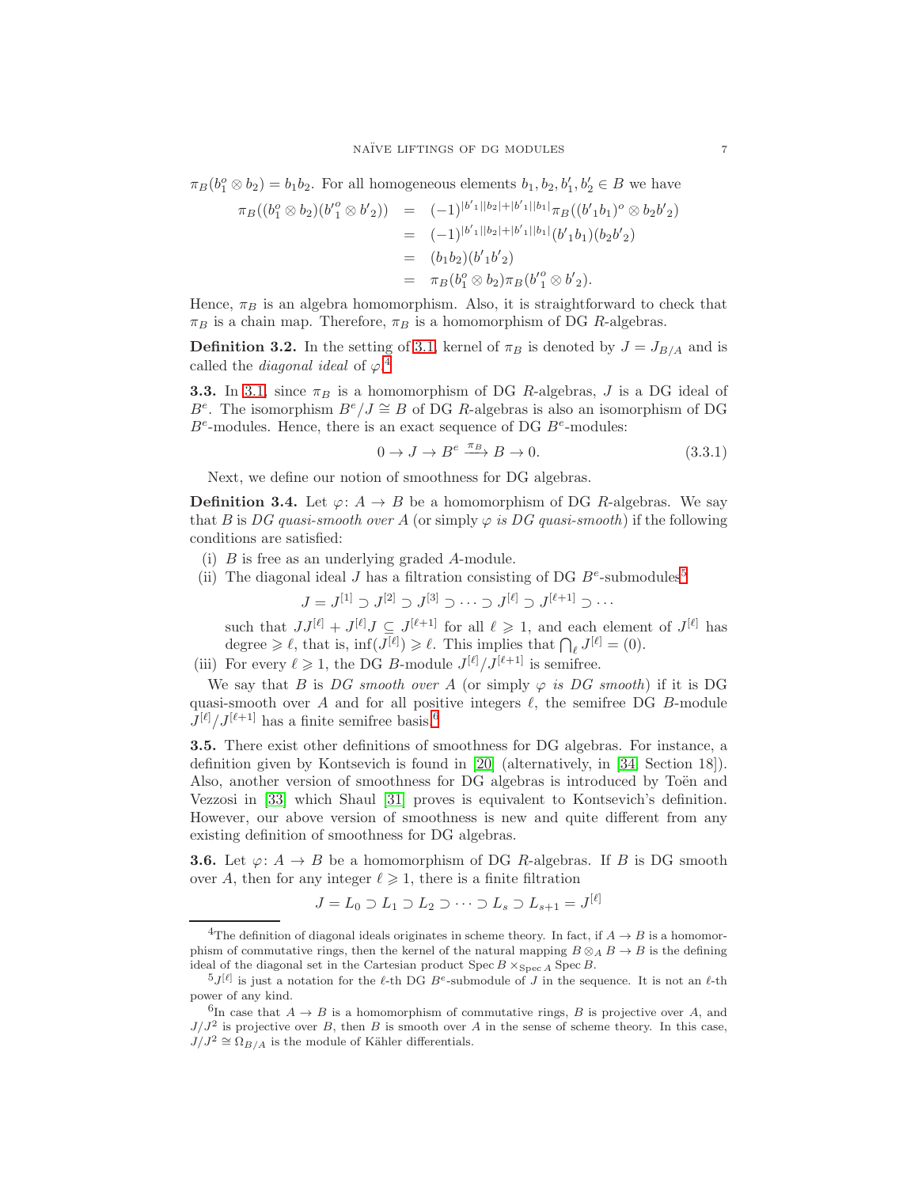$\pi_B(b_1^o \otimes b_2) = b_1 b_2$. For all homogeneous elements $b_1, b_2, b'_1, b'_2 \in B$ we have

$$
\begin{aligned}
\pi_B((b_1^o \otimes b_2)(b'^o_1 \otimes b'_2)) &= (-1)^{|b'_1||b_2|+|b'_1||b_1|}\pi_B((b'_1 b_1)^o \otimes b_2 b'_2) \\
&= (-1)^{|b'_1||b_2|+|b'_1||b_1|}(b'_1 b_1)(b_2 b'_2) \\
&= (b_1 b_2)(b'_1 b'_2) \\
&= \pi_B(b_1^o \otimes b_2)\pi_B(b'^o_1 \otimes b'_2).
\end{aligned}
$$

Hence, $\pi_B$ is an algebra homomorphism. Also, it is straightforward to check that $\pi_B$ is a chain map. Therefore, $\pi_B$ is a homomorphism of DG $R$-algebras.

**Definition 3.2.** In the setting of 3.1, kernel of $\pi_B$ is denoted by $J = J_{B/A}$ and is called the *diagonal ideal* of $\varphi$.[4]

**3.3.** In 3.1, since $\pi_B$ is a homomorphism of DG $R$-algebras, $J$ is a DG ideal of $B^e$. The isomorphism $B^e/J \cong B$ of DG $R$-algebras is also an isomorphism of DG $B^e$-modules. Hence, there is an exact sequence of DG $B^e$-modules:

$$0 \to J \to B^e \xrightarrow{\pi_B} B \to 0. \tag{3.3.1}$$

Next, we define our notion of smoothness for DG algebras.

**Definition 3.4.** Let $\varphi\colon A \to B$ be a homomorphism of DG $R$-algebras. We say that $B$ is *DG quasi-smooth over* $A$ (or simply $\varphi$ *is DG quasi-smooth*) if the following conditions are satisfied:

(i) $B$ is free as an underlying graded $A$-module.

(ii) The diagonal ideal $J$ has a filtration consisting of DG $B^e$-submodules[5]

$$J = J^{[1]} \supset J^{[2]} \supset J^{[3]} \supset \cdots \supset J^{[\ell]} \supset J^{[\ell+1]} \supset \cdots$$

such that $JJ^{[\ell]} + J^{[\ell]}J \subseteq J^{[\ell+1]}$ for all $\ell \geqslant 1$, and each element of $J^{[\ell]}$ has degree $\geqslant \ell$, that is, $\inf(J^{[\ell]}) \geqslant \ell$. This implies that $\bigcap_\ell J^{[\ell]} = (0)$.

(iii) For every $\ell \geqslant 1$, the DG $B$-module $J^{[\ell]}/J^{[\ell+1]}$ is semifree.

We say that $B$ is *DG smooth over* $A$ (or simply $\varphi$ *is DG smooth*) if it is DG quasi-smooth over $A$ and for all positive integers $\ell$, the semifree DG $B$-module $J^{[\ell]}/J^{[\ell+1]}$ has a finite semifree basis.[6]

**3.5.** There exist other definitions of smoothness for DG algebras. For instance, a definition given by Kontsevich is found in [20] (alternatively, in [34, Section 18]). Also, another version of smoothness for DG algebras is introduced by Toën and Vezzosi in [33] which Shaul [31] proves is equivalent to Kontsevich's definition. However, our above version of smoothness is new and quite different from any existing definition of smoothness for DG algebras.

**3.6.** Let $\varphi\colon A \to B$ be a homomorphism of DG $R$-algebras. If $B$ is DG smooth over $A$, then for any integer $\ell \geqslant 1$, there is a finite filtration

$$J = L_0 \supset L_1 \supset L_2 \supset \cdots \supset L_s \supset L_{s+1} = J^{[\ell]}$$

---

[4] The definition of diagonal ideals originates in scheme theory. In fact, if $A \to B$ is a homomorphism of commutative rings, then the kernel of the natural mapping $B \otimes_A B \to B$ is the defining ideal of the diagonal set in the Cartesian product $\operatorname{Spec} B \times_{\operatorname{Spec} A} \operatorname{Spec} B$.

[5] $J^{[\ell]}$ is just a notation for the $\ell$-th DG $B^e$-submodule of $J$ in the sequence. It is not an $\ell$-th power of any kind.

[6] In case that $A \to B$ is a homomorphism of commutative rings, $B$ is projective over $A$, and $J/J^2$ is projective over $B$, then $B$ is smooth over $A$ in the sense of scheme theory. In this case, $J/J^2 \cong \Omega_{B/A}$ is the module of Kähler differentials.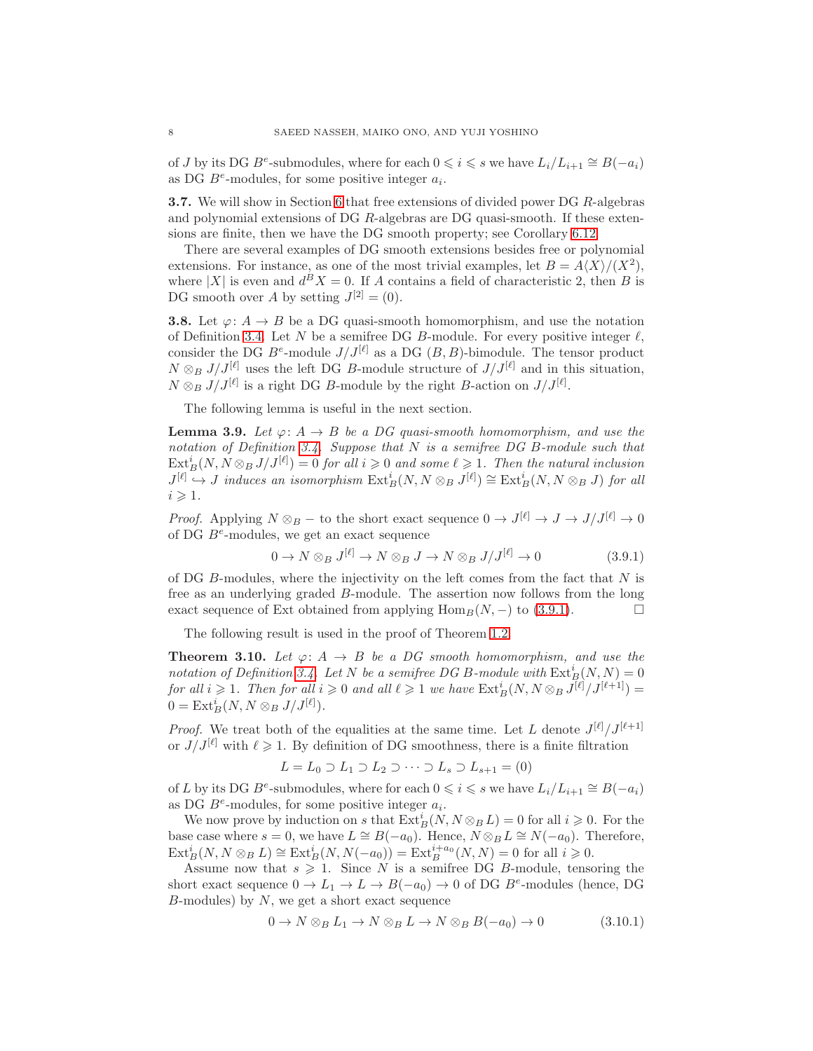of $J$ by its DG $B^e$-submodules, where for each $0 \leqslant i \leqslant s$ we have $L_i/L_{i+1} \cong B(-a_i)$ as DG $B^e$-modules, for some positive integer $a_i$.

**3.7.** We will show in Section 6 that free extensions of divided power DG $R$-algebras and polynomial extensions of DG $R$-algebras are DG quasi-smooth. If these extensions are finite, then we have the DG smooth property; see Corollary 6.12.

There are several examples of DG smooth extensions besides free or polynomial extensions. For instance, as one of the most trivial examples, let $B = A\langle X\rangle/(X^2)$, where $|X|$ is even and $d^B X = 0$. If $A$ contains a field of characteristic 2, then $B$ is DG smooth over $A$ by setting $J^{[2]} = (0)$.

**3.8.** Let $\varphi\colon A \to B$ be a DG quasi-smooth homomorphism, and use the notation of Definition 3.4. Let $N$ be a semifree DG $B$-module. For every positive integer $\ell$, consider the DG $B^e$-module $J/J^{[\ell]}$ as a DG $(B,B)$-bimodule. The tensor product $N \otimes_B J/J^{[\ell]}$ uses the left DG $B$-module structure of $J/J^{[\ell]}$ and in this situation, $N \otimes_B J/J^{[\ell]}$ is a right DG $B$-module by the right $B$-action on $J/J^{[\ell]}$.

The following lemma is useful in the next section.

**Lemma 3.9.** *Let $\varphi\colon A \to B$ be a DG quasi-smooth homomorphism, and use the notation of Definition 3.4. Suppose that $N$ is a semifree DG $B$-module such that $\operatorname{Ext}^i_B(N, N \otimes_B J/J^{[\ell]}) = 0$ for all $i \geqslant 0$ and some $\ell \geqslant 1$. Then the natural inclusion $J^{[\ell]} \hookrightarrow J$ induces an isomorphism $\operatorname{Ext}^i_B(N, N \otimes_B J^{[\ell]}) \cong \operatorname{Ext}^i_B(N, N \otimes_B J)$ for all $i \geqslant 1$.*

*Proof.* Applying $N \otimes_B -$ to the short exact sequence $0 \to J^{[\ell]} \to J \to J/J^{[\ell]} \to 0$ of DG $B^e$-modules, we get an exact sequence

$$0 \to N \otimes_B J^{[\ell]} \to N \otimes_B J \to N \otimes_B J/J^{[\ell]} \to 0 \tag{3.9.1}$$

of DG $B$-modules, where the injectivity on the left comes from the fact that $N$ is free as an underlying graded $B$-module. The assertion now follows from the long exact sequence of Ext obtained from applying $\operatorname{Hom}_B(N,-)$ to (3.9.1). $\square$

The following result is used in the proof of Theorem 1.2.

**Theorem 3.10.** *Let $\varphi\colon A \to B$ be a DG smooth homomorphism, and use the notation of Definition 3.4. Let $N$ be a semifree DG $B$-module with $\operatorname{Ext}^i_B(N,N) = 0$ for all $i \geqslant 1$. Then for all $i \geqslant 0$ and all $\ell \geqslant 1$ we have $\operatorname{Ext}^i_B(N, N \otimes_B J^{[\ell]}/J^{[\ell+1]}) = 0 = \operatorname{Ext}^i_B(N, N \otimes_B J/J^{[\ell]})$.*

*Proof.* We treat both of the equalities at the same time. Let $L$ denote $J^{[\ell]}/J^{[\ell+1]}$ or $J/J^{[\ell]}$ with $\ell \geqslant 1$. By definition of DG smoothness, there is a finite filtration

$$L = L_0 \supset L_1 \supset L_2 \supset \cdots \supset L_s \supset L_{s+1} = (0)$$

of $L$ by its DG $B^e$-submodules, where for each $0 \leqslant i \leqslant s$ we have $L_i/L_{i+1} \cong B(-a_i)$ as DG $B^e$-modules, for some positive integer $a_i$.

We now prove by induction on $s$ that $\operatorname{Ext}^i_B(N, N \otimes_B L) = 0$ for all $i \geqslant 0$. For the base case where $s = 0$, we have $L \cong B(-a_0)$. Hence, $N \otimes_B L \cong N(-a_0)$. Therefore, $\operatorname{Ext}^i_B(N, N \otimes_B L) \cong \operatorname{Ext}^i_B(N, N(-a_0)) = \operatorname{Ext}^{i+a_0}_B(N,N) = 0$ for all $i \geqslant 0$.

Assume now that $s \geqslant 1$. Since $N$ is a semifree DG $B$-module, tensoring the short exact sequence $0 \to L_1 \to L \to B(-a_0) \to 0$ of DG $B^e$-modules (hence, DG $B$-modules) by $N$, we get a short exact sequence

$$0 \to N \otimes_B L_1 \to N \otimes_B L \to N \otimes_B B(-a_0) \to 0 \tag{3.10.1}$$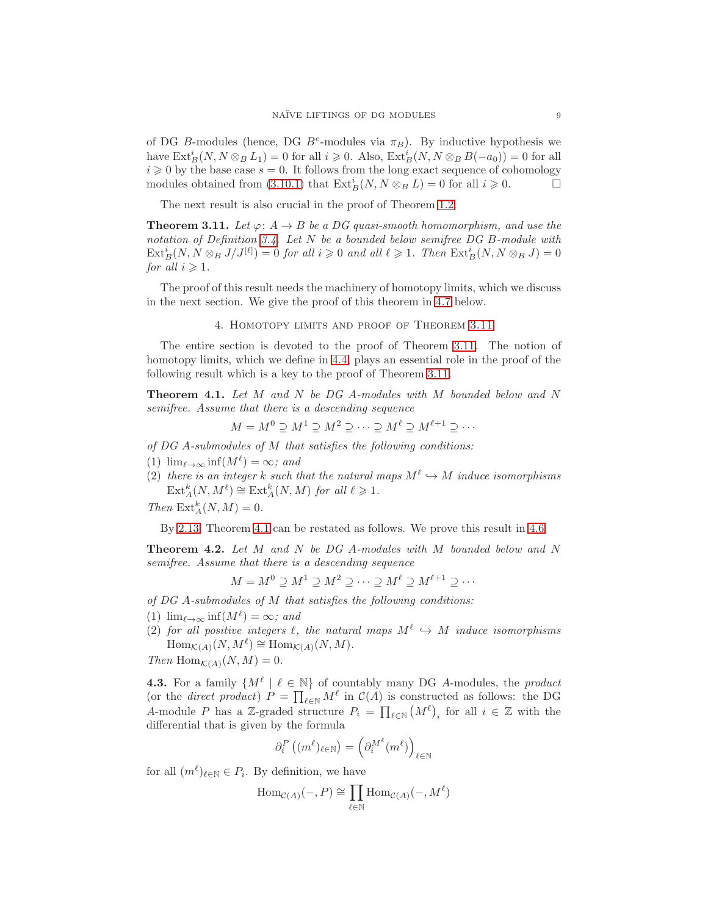of DG $B$-modules (hence, DG $B^e$-modules via $\pi_B$). By inductive hypothesis we have $\operatorname{Ext}_B^i(N, N \otimes_B L_1) = 0$ for all $i \geqslant 0$. Also, $\operatorname{Ext}_B^i(N, N \otimes_B B(-a_0)) = 0$ for all $i \geqslant 0$ by the base case $s = 0$. It follows from the long exact sequence of cohomology modules obtained from (3.10.1) that $\operatorname{Ext}_B^i(N, N \otimes_B L) = 0$ for all $i \geqslant 0$. □

The next result is also crucial in the proof of Theorem 1.2.

**Theorem 3.11.** *Let $\varphi\colon A \to B$ be a DG quasi-smooth homomorphism, and use the notation of Definition 3.4. Let $N$ be a bounded below semifree DG $B$-module with $\operatorname{Ext}_B^i(N, N \otimes_B J/J^{[\ell]}) = 0$ for all $i \geqslant 0$ and all $\ell \geqslant 1$. Then $\operatorname{Ext}_B^i(N, N \otimes_B J) = 0$ for all $i \geqslant 1$.*

The proof of this result needs the machinery of homotopy limits, which we discuss in the next section. We give the proof of this theorem in 4.7 below.

## 4. Homotopy limits and proof of Theorem 3.11

The entire section is devoted to the proof of Theorem 3.11. The notion of homotopy limits, which we define in 4.4, plays an essential role in the proof of the following result which is a key to the proof of Theorem 3.11.

**Theorem 4.1.** *Let $M$ and $N$ be DG $A$-modules with $M$ bounded below and $N$ semifree. Assume that there is a descending sequence*

$$M = M^0 \supseteq M^1 \supseteq M^2 \supseteq \cdots \supseteq M^\ell \supseteq M^{\ell+1} \supseteq \cdots$$

*of DG $A$-submodules of $M$ that satisfies the following conditions:*

1. $\lim_{\ell\to\infty} \inf(M^\ell) = \infty$; *and*
2. *there is an integer $k$ such that the natural maps $M^\ell \hookrightarrow M$ induce isomorphisms $\operatorname{Ext}_A^k(N, M^\ell) \cong \operatorname{Ext}_A^k(N, M)$ for all $\ell \geqslant 1$.*

*Then $\operatorname{Ext}_A^k(N, M) = 0$.*

By 2.13, Theorem 4.1 can be restated as follows. We prove this result in 4.6.

**Theorem 4.2.** *Let $M$ and $N$ be DG $A$-modules with $M$ bounded below and $N$ semifree. Assume that there is a descending sequence*

$$M = M^0 \supseteq M^1 \supseteq M^2 \supseteq \cdots \supseteq M^\ell \supseteq M^{\ell+1} \supseteq \cdots$$

*of DG $A$-submodules of $M$ that satisfies the following conditions:*

1. $\lim_{\ell\to\infty} \inf(M^\ell) = \infty$; *and*
2. *for all positive integers $\ell$, the natural maps $M^\ell \hookrightarrow M$ induce isomorphisms $\operatorname{Hom}_{\mathcal{K}(A)}(N, M^\ell) \cong \operatorname{Hom}_{\mathcal{K}(A)}(N, M)$.*

*Then $\operatorname{Hom}_{\mathcal{K}(A)}(N, M) = 0$.*

**4.3.** For a family $\{M^\ell \mid \ell \in \mathbb{N}\}$ of countably many DG $A$-modules, the *product* (or the *direct product*) $P = \prod_{\ell\in\mathbb{N}} M^\ell$ in $\mathcal{C}(A)$ is constructed as follows: the DG $A$-module $P$ has a $\mathbb{Z}$-graded structure $P_i = \prod_{\ell\in\mathbb{N}} (M^\ell)_i$ for all $i \in \mathbb{Z}$ with the differential that is given by the formula

$$\partial_i^P\left((m^\ell)_{\ell\in\mathbb{N}}\right) = \left(\partial_i^{M^\ell}(m^\ell)\right)_{\ell\in\mathbb{N}}$$

for all $(m^\ell)_{\ell\in\mathbb{N}} \in P_i$. By definition, we have

$$\operatorname{Hom}_{\mathcal{C}(A)}(-, P) \cong \prod_{\ell\in\mathbb{N}} \operatorname{Hom}_{\mathcal{C}(A)}(-, M^\ell)$$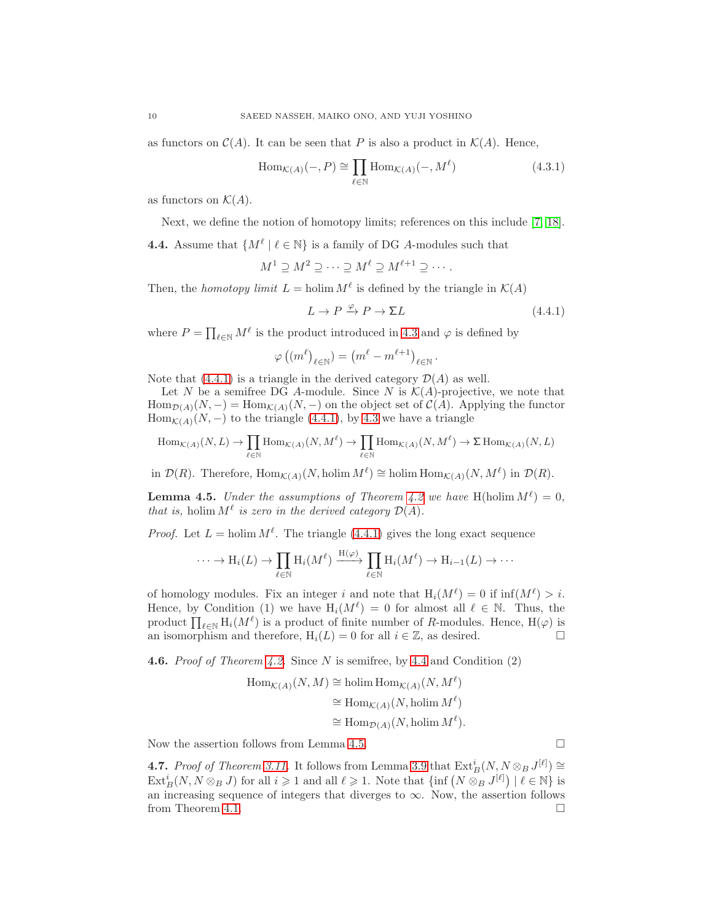as functors on $\mathcal{C}(A)$. It can be seen that $P$ is also a product in $\mathcal{K}(A)$. Hence,

$$\operatorname{Hom}_{\mathcal{K}(A)}(-, P) \cong \prod_{\ell \in \mathbb{N}} \operatorname{Hom}_{\mathcal{K}(A)}(-, M^\ell) \tag{4.3.1}$$

as functors on $\mathcal{K}(A)$.

Next, we define the notion of homotopy limits; references on this include [7, 18].

**4.4.** Assume that $\{M^\ell \mid \ell \in \mathbb{N}\}$ is a family of DG $A$-modules such that

$$M^1 \supseteq M^2 \supseteq \cdots \supseteq M^\ell \supseteq M^{\ell+1} \supseteq \cdots.$$

Then, the *homotopy limit* $L = \operatorname{holim} M^\ell$ is defined by the triangle in $\mathcal{K}(A)$

$$L \to P \xrightarrow{\varphi} P \to \Sigma L \tag{4.4.1}$$

where $P = \prod_{\ell \in \mathbb{N}} M^\ell$ is the product introduced in 4.3 and $\varphi$ is defined by

$$\varphi\left((m^\ell)_{\ell \in \mathbb{N}}\right) = \left(m^\ell - m^{\ell+1}\right)_{\ell \in \mathbb{N}}.$$

Note that (4.4.1) is a triangle in the derived category $\mathcal{D}(A)$ as well.

Let $N$ be a semifree DG $A$-module. Since $N$ is $\mathcal{K}(A)$-projective, we note that $\operatorname{Hom}_{\mathcal{D}(A)}(N, -) = \operatorname{Hom}_{\mathcal{K}(A)}(N, -)$ on the object set of $\mathcal{C}(A)$. Applying the functor $\operatorname{Hom}_{\mathcal{K}(A)}(N, -)$ to the triangle (4.4.1), by 4.3 we have a triangle

$$\operatorname{Hom}_{\mathcal{K}(A)}(N, L) \to \prod_{\ell \in \mathbb{N}} \operatorname{Hom}_{\mathcal{K}(A)}(N, M^\ell) \to \prod_{\ell \in \mathbb{N}} \operatorname{Hom}_{\mathcal{K}(A)}(N, M^\ell) \to \Sigma \operatorname{Hom}_{\mathcal{K}(A)}(N, L)$$

in $\mathcal{D}(R)$. Therefore, $\operatorname{Hom}_{\mathcal{K}(A)}(N, \operatorname{holim} M^\ell) \cong \operatorname{holim} \operatorname{Hom}_{\mathcal{K}(A)}(N, M^\ell)$ in $\mathcal{D}(R)$.

**Lemma 4.5.** *Under the assumptions of Theorem 4.2 we have* $\mathrm{H}(\operatorname{holim} M^\ell) = 0$, *that is,* $\operatorname{holim} M^\ell$ *is zero in the derived category* $\mathcal{D}(A)$.

*Proof.* Let $L = \operatorname{holim} M^\ell$. The triangle (4.4.1) gives the long exact sequence

$$\cdots \to \mathrm{H}_i(L) \to \prod_{\ell \in \mathbb{N}} \mathrm{H}_i(M^\ell) \xrightarrow{\mathrm{H}(\varphi)} \prod_{\ell \in \mathbb{N}} \mathrm{H}_i(M^\ell) \to \mathrm{H}_{i-1}(L) \to \cdots$$

of homology modules. Fix an integer $i$ and note that $\mathrm{H}_i(M^\ell) = 0$ if $\inf(M^\ell) > i$. Hence, by Condition (1) we have $\mathrm{H}_i(M^\ell) = 0$ for almost all $\ell \in \mathbb{N}$. Thus, the product $\prod_{\ell \in \mathbb{N}} \mathrm{H}_i(M^\ell)$ is a product of finite number of $R$-modules. Hence, $\mathrm{H}(\varphi)$ is an isomorphism and therefore, $\mathrm{H}_i(L) = 0$ for all $i \in \mathbb{Z}$, as desired. $\square$

**4.6.** *Proof of Theorem 4.2.* Since $N$ is semifree, by 4.4 and Condition (2)

$$\begin{aligned}
\operatorname{Hom}_{\mathcal{K}(A)}(N, M) &\cong \operatorname{holim} \operatorname{Hom}_{\mathcal{K}(A)}(N, M^\ell) \\
&\cong \operatorname{Hom}_{\mathcal{K}(A)}(N, \operatorname{holim} M^\ell) \\
&\cong \operatorname{Hom}_{\mathcal{D}(A)}(N, \operatorname{holim} M^\ell).
\end{aligned}$$

Now the assertion follows from Lemma 4.5. $\square$

**4.7.** *Proof of Theorem 3.11.* It follows from Lemma 3.9 that $\operatorname{Ext}^i_B(N, N \otimes_B J^{[\ell]}) \cong \operatorname{Ext}^i_B(N, N \otimes_B J)$ for all $i \geqslant 1$ and all $\ell \geqslant 1$. Note that $\{\inf\left(N \otimes_B J^{[\ell]}\right) \mid \ell \in \mathbb{N}\}$ is an increasing sequence of integers that diverges to $\infty$. Now, the assertion follows from Theorem 4.1. $\square$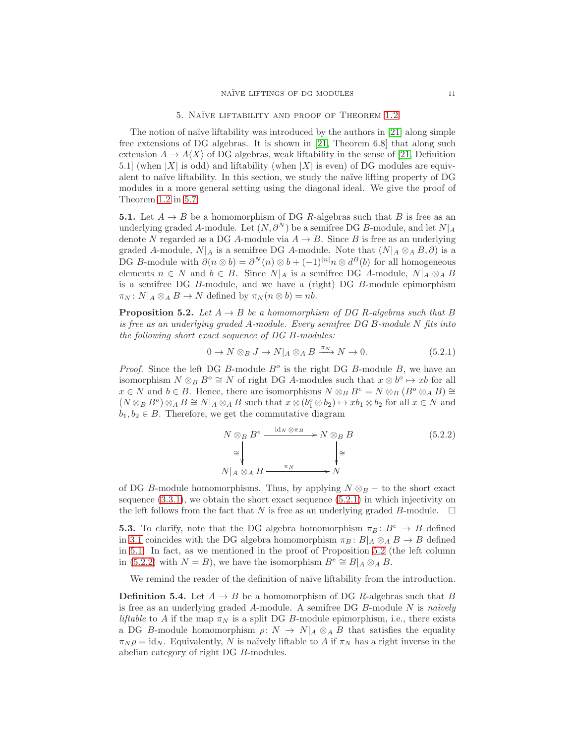## 5. Naïve liftability and proof of Theorem 1.2

The notion of naïve liftability was introduced by the authors in [21] along simple free extensions of DG algebras. It is shown in [21, Theorem 6.8] that along such extension $A \to A\langle X\rangle$ of DG algebras, weak liftability in the sense of [21, Definition 5.1] (when $|X|$ is odd) and liftability (when $|X|$ is even) of DG modules are equivalent to naïve liftability. In this section, we study the naïve lifting property of DG modules in a more general setting using the diagonal ideal. We give the proof of Theorem 1.2 in 5.7.

**5.1.** Let $A \to B$ be a homomorphism of DG $R$-algebras such that $B$ is free as an underlying graded $A$-module. Let $(N, \partial^N)$ be a semifree DG $B$-module, and let $N|_A$ denote $N$ regarded as a DG $A$-module via $A \to B$. Since $B$ is free as an underlying graded $A$-module, $N|_A$ is a semifree DG $A$-module. Note that $(N|_A \otimes_A B, \partial)$ is a DG $B$-module with $\partial(n \otimes b) = \partial^N(n) \otimes b + (-1)^{|n|} n \otimes d^B(b)$ for all homogeneous elements $n \in N$ and $b \in B$. Since $N|_A$ is a semifree DG $A$-module, $N|_A \otimes_A B$ is a semifree DG $B$-module, and we have a (right) DG $B$-module epimorphism $\pi_N \colon N|_A \otimes_A B \to N$ defined by $\pi_N(n \otimes b) = nb$.

**Proposition 5.2.** *Let $A \to B$ be a homomorphism of DG $R$-algebras such that $B$ is free as an underlying graded $A$-module. Every semifree DG $B$-module $N$ fits into the following short exact sequence of DG $B$-modules:*

$$0 \to N \otimes_B J \to N|_A \otimes_A B \xrightarrow{\pi_N} N \to 0. \tag{5.2.1}$$

*Proof.* Since the left DG $B$-module $B^o$ is the right DG $B$-module $B$, we have an isomorphism $N \otimes_B B^o \cong N$ of right DG $A$-modules such that $x \otimes b^o \mapsto xb$ for all $x \in N$ and $b \in B$. Hence, there are isomorphisms $N \otimes_B B^e = N \otimes_B (B^o \otimes_A B) \cong (N \otimes_B B^o) \otimes_A B \cong N|_A \otimes_A B$ such that $x \otimes (b_1^o \otimes b_2) \mapsto xb_1 \otimes b_2$ for all $x \in N$ and $b_1, b_2 \in B$. Therefore, we get the commutative diagram

$$\begin{array}{ccc} N \otimes_B B^e & \xrightarrow{\mathrm{id}_N \otimes \pi_B} & N \otimes_B B \\ \cong \downarrow & & \downarrow \cong \\ N|_A \otimes_A B & \xrightarrow{\pi_N} & N \end{array} \tag{5.2.2}$$

of DG $B$-module homomorphisms. Thus, by applying $N \otimes_B -$ to the short exact sequence (3.3.1), we obtain the short exact sequence (5.2.1) in which injectivity on the left follows from the fact that $N$ is free as an underlying graded $B$-module. $\square$

**5.3.** To clarify, note that the DG algebra homomorphism $\pi_B \colon B^e \to B$ defined in 3.1 coincides with the DG algebra homomorphism $\pi_B \colon B|_A \otimes_A B \to B$ defined in 5.1. In fact, as we mentioned in the proof of Proposition 5.2 (the left column in (5.2.2) with $N = B$), we have the isomorphism $B^e \cong B|_A \otimes_A B$.

We remind the reader of the definition of naïve liftability from the introduction.

**Definition 5.4.** Let $A \to B$ be a homomorphism of DG $R$-algebras such that $B$ is free as an underlying graded $A$-module. A semifree DG $B$-module $N$ is *naïvely liftable* to $A$ if the map $\pi_N$ is a split DG $B$-module epimorphism, i.e., there exists a DG $B$-module homomorphism $\rho \colon N \to N|_A \otimes_A B$ that satisfies the equality $\pi_N \rho = \mathrm{id}_N$. Equivalently, $N$ is naïvely liftable to $A$ if $\pi_N$ has a right inverse in the abelian category of right DG $B$-modules.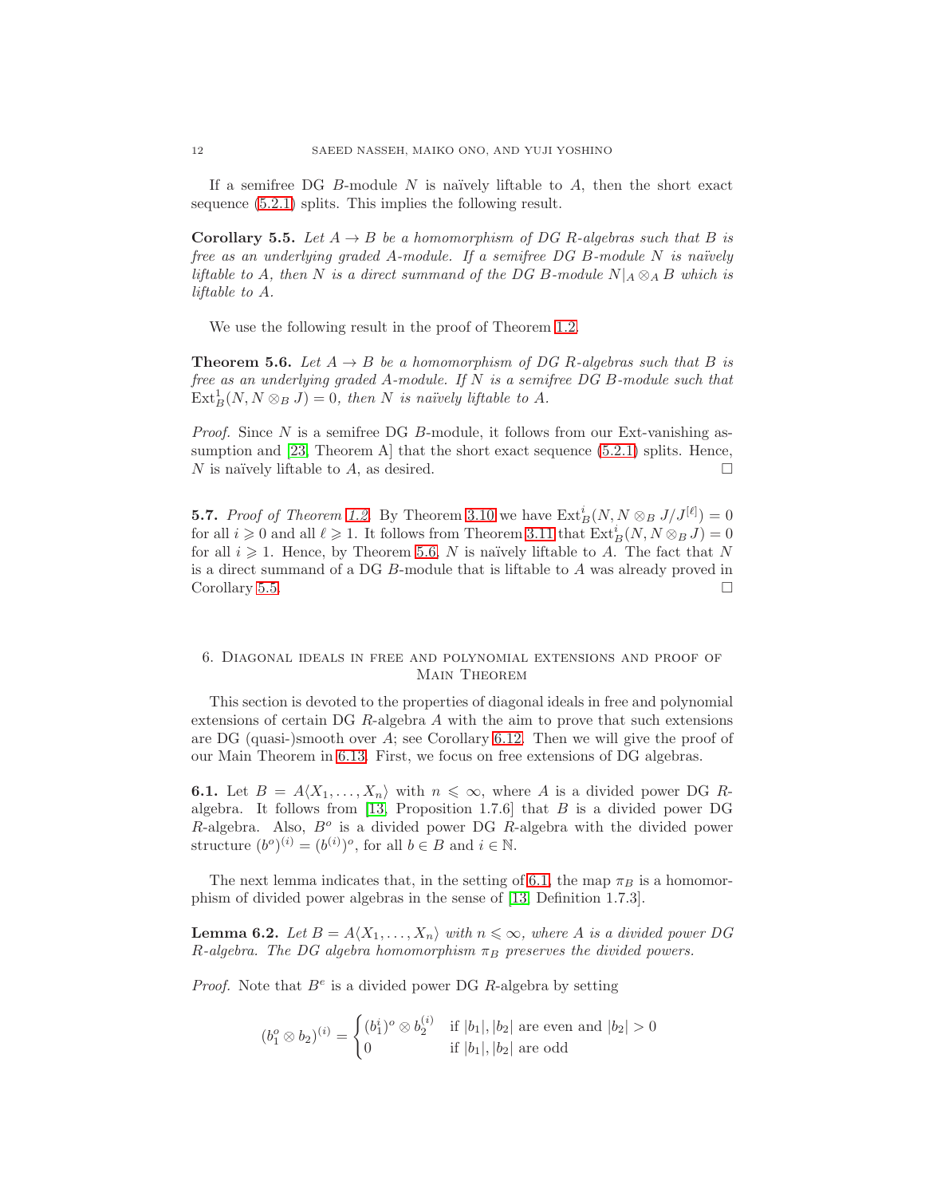If a semifree DG $B$-module $N$ is naïvely liftable to $A$, then the short exact sequence (5.2.1) splits. This implies the following result.

**Corollary 5.5.** *Let $A \to B$ be a homomorphism of DG $R$-algebras such that $B$ is free as an underlying graded $A$-module. If a semifree DG $B$-module $N$ is naïvely liftable to $A$, then $N$ is a direct summand of the DG $B$-module $N|_A \otimes_A B$ which is liftable to $A$.*

We use the following result in the proof of Theorem 1.2.

**Theorem 5.6.** *Let $A \to B$ be a homomorphism of DG $R$-algebras such that $B$ is free as an underlying graded $A$-module. If $N$ is a semifree DG $B$-module such that $\mathrm{Ext}^1_B(N, N \otimes_B J) = 0$, then $N$ is naïvely liftable to $A$.*

*Proof.* Since $N$ is a semifree DG $B$-module, it follows from our Ext-vanishing assumption and [23, Theorem A] that the short exact sequence (5.2.1) splits. Hence, $N$ is naïvely liftable to $A$, as desired. □

**5.7.** *Proof of Theorem 1.2.* By Theorem 3.10 we have $\mathrm{Ext}^i_B(N, N \otimes_B J/J^{[\ell]}) = 0$ for all $i \geqslant 0$ and all $\ell \geqslant 1$. It follows from Theorem 3.11 that $\mathrm{Ext}^i_B(N, N \otimes_B J) = 0$ for all $i \geqslant 1$. Hence, by Theorem 5.6, $N$ is naïvely liftable to $A$. The fact that $N$ is a direct summand of a DG $B$-module that is liftable to $A$ was already proved in Corollary 5.5. □

## 6. Diagonal ideals in free and polynomial extensions and proof of Main Theorem

This section is devoted to the properties of diagonal ideals in free and polynomial extensions of certain DG $R$-algebra $A$ with the aim to prove that such extensions are DG (quasi-)smooth over $A$; see Corollary 6.12. Then we will give the proof of our Main Theorem in 6.13. First, we focus on free extensions of DG algebras.

**6.1.** Let $B = A\langle X_1, \ldots, X_n\rangle$ with $n \leqslant \infty$, where $A$ is a divided power DG $R$-algebra. It follows from [13, Proposition 1.7.6] that $B$ is a divided power DG $R$-algebra. Also, $B^o$ is a divided power DG $R$-algebra with the divided power structure $(b^o)^{(i)} = (b^{(i)})^o$, for all $b \in B$ and $i \in \mathbb{N}$.

The next lemma indicates that, in the setting of 6.1, the map $\pi_B$ is a homomorphism of divided power algebras in the sense of [13, Definition 1.7.3].

**Lemma 6.2.** *Let $B = A\langle X_1, \ldots, X_n\rangle$ with $n \leqslant \infty$, where $A$ is a divided power DG $R$-algebra. The DG algebra homomorphism $\pi_B$ preserves the divided powers.*

*Proof.* Note that $B^e$ is a divided power DG $R$-algebra by setting

$$(b_1^o \otimes b_2)^{(i)} = \begin{cases} (b_1^i)^o \otimes b_2^{(i)} & \text{if } |b_1|, |b_2| \text{ are even and } |b_2| > 0 \\ 0 & \text{if } |b_1|, |b_2| \text{ are odd} \end{cases}$$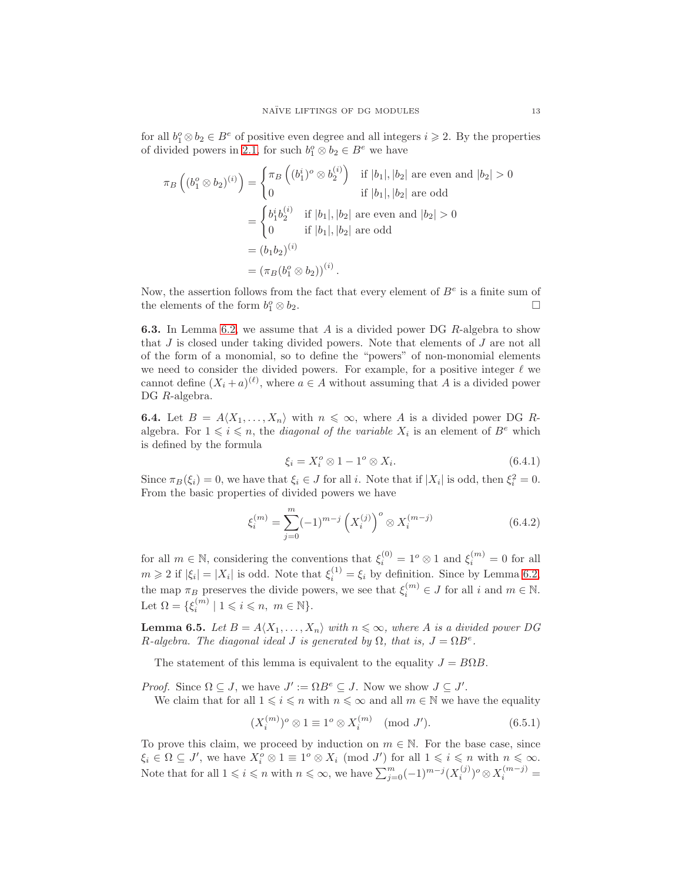for all $b_1^o \otimes b_2 \in B^e$ of positive even degree and all integers $i \geqslant 2$. By the properties of divided powers in 2.1, for such $b_1^o \otimes b_2 \in B^e$ we have

$$
\begin{aligned}
\pi_B\left((b_1^o \otimes b_2)^{(i)}\right) &= \begin{cases} \pi_B\left((b_1^i)^o \otimes b_2^{(i)}\right) & \text{if } |b_1|, |b_2| \text{ are even and } |b_2| > 0 \\ 0 & \text{if } |b_1|, |b_2| \text{ are odd} \end{cases} \\
&= \begin{cases} b_1^i b_2^{(i)} & \text{if } |b_1|, |b_2| \text{ are even and } |b_2| > 0 \\ 0 & \text{if } |b_1|, |b_2| \text{ are odd} \end{cases} \\
&= (b_1 b_2)^{(i)} \\
&= \left(\pi_B(b_1^o \otimes b_2)\right)^{(i)}.
\end{aligned}
$$

Now, the assertion follows from the fact that every element of $B^e$ is a finite sum of the elements of the form $b_1^o \otimes b_2$. □

**6.3.** In Lemma 6.2, we assume that $A$ is a divided power DG $R$-algebra to show that $J$ is closed under taking divided powers. Note that elements of $J$ are not all of the form of a monomial, so to define the "powers" of non-monomial elements we need to consider the divided powers. For example, for a positive integer $\ell$ we cannot define $(X_i + a)^{(\ell)}$, where $a \in A$ without assuming that $A$ is a divided power DG $R$-algebra.

**6.4.** Let $B = A\langle X_1, \ldots, X_n\rangle$ with $n \leqslant \infty$, where $A$ is a divided power DG $R$-algebra. For $1 \leqslant i \leqslant n$, the *diagonal of the variable* $X_i$ is an element of $B^e$ which is defined by the formula

$$
\xi_i = X_i^o \otimes 1 - 1^o \otimes X_i. \tag{6.4.1}
$$

Since $\pi_B(\xi_i) = 0$, we have that $\xi_i \in J$ for all $i$. Note that if $|X_i|$ is odd, then $\xi_i^2 = 0$. From the basic properties of divided powers we have

$$
\xi_i^{(m)} = \sum_{j=0}^{m} (-1)^{m-j} \left(X_i^{(j)}\right)^o \otimes X_i^{(m-j)} \tag{6.4.2}
$$

for all $m \in \mathbb{N}$, considering the conventions that $\xi_i^{(0)} = 1^o \otimes 1$ and $\xi_i^{(m)} = 0$ for all $m \geqslant 2$ if $|\xi_i| = |X_i|$ is odd. Note that $\xi_i^{(1)} = \xi_i$ by definition. Since by Lemma 6.2, the map $\pi_B$ preserves the divide powers, we see that $\xi_i^{(m)} \in J$ for all $i$ and $m \in \mathbb{N}$. Let $\Omega = \{\xi_i^{(m)} \mid 1 \leqslant i \leqslant n,\ m \in \mathbb{N}\}$.

**Lemma 6.5.** *Let $B = A\langle X_1, \ldots, X_n\rangle$ with $n \leqslant \infty$, where $A$ is a divided power DG $R$-algebra. The diagonal ideal $J$ is generated by $\Omega$, that is, $J = \Omega B^e$.*

The statement of this lemma is equivalent to the equality $J = B\Omega B$.

*Proof.* Since $\Omega \subseteq J$, we have $J' := \Omega B^e \subseteq J$. Now we show $J \subseteq J'$.

We claim that for all $1 \leqslant i \leqslant n$ with $n \leqslant \infty$ and all $m \in \mathbb{N}$ we have the equality

$$
(X_i^{(m)})^o \otimes 1 \equiv 1^o \otimes X_i^{(m)} \pmod{J'}. \tag{6.5.1}
$$

To prove this claim, we proceed by induction on $m \in \mathbb{N}$. For the base case, since $\xi_i \in \Omega \subseteq J'$, we have $X_i^o \otimes 1 \equiv 1^o \otimes X_i \pmod{J'}$ for all $1 \leqslant i \leqslant n$ with $n \leqslant \infty$. Note that for all $1 \leqslant i \leqslant n$ with $n \leqslant \infty$, we have $\sum_{j=0}^{m}(-1)^{m-j}(X_i^{(j)})^o \otimes X_i^{(m-j)} =$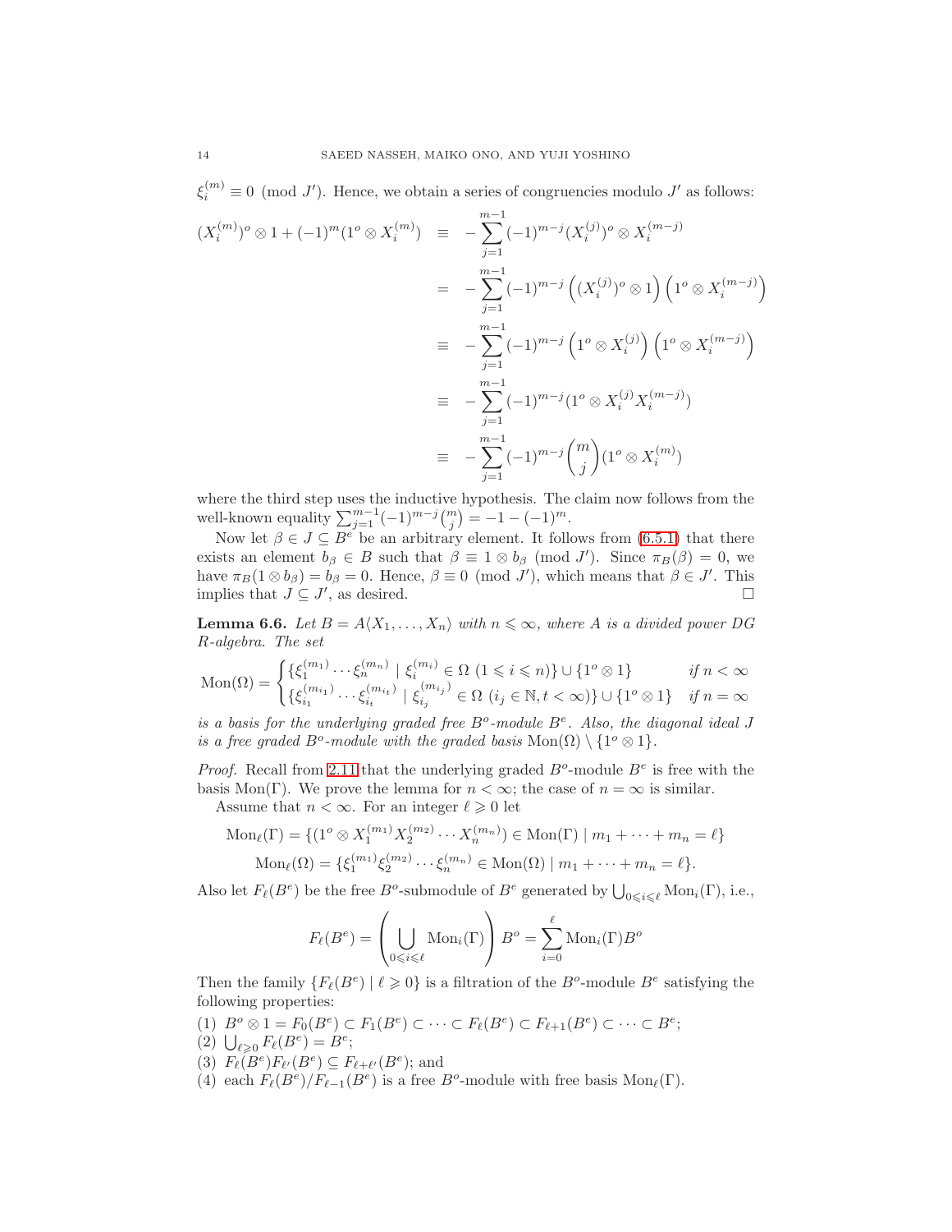$\xi_i^{(m)} \equiv 0 \pmod{J'}$. Hence, we obtain a series of congruencies modulo $J'$ as follows:

$$
\begin{aligned}
(X_i^{(m)})^o \otimes 1 + (-1)^m (1^o \otimes X_i^{(m)}) &\equiv -\sum_{j=1}^{m-1} (-1)^{m-j} (X_i^{(j)})^o \otimes X_i^{(m-j)} \\
&= -\sum_{j=1}^{m-1} (-1)^{m-j} \left( (X_i^{(j)})^o \otimes 1 \right) \left( 1^o \otimes X_i^{(m-j)} \right) \\
&\equiv -\sum_{j=1}^{m-1} (-1)^{m-j} \left( 1^o \otimes X_i^{(j)} \right) \left( 1^o \otimes X_i^{(m-j)} \right) \\
&\equiv -\sum_{j=1}^{m-1} (-1)^{m-j} (1^o \otimes X_i^{(j)} X_i^{(m-j)}) \\
&\equiv -\sum_{j=1}^{m-1} (-1)^{m-j} \binom{m}{j} (1^o \otimes X_i^{(m)})
\end{aligned}
$$

where the third step uses the inductive hypothesis. The claim now follows from the well-known equality $\sum_{j=1}^{m-1} (-1)^{m-j} \binom{m}{j} = -1 - (-1)^m$.

Now let $\beta \in J \subseteq B^e$ be an arbitrary element. It follows from (6.5.1) that there exists an element $b_\beta \in B$ such that $\beta \equiv 1 \otimes b_\beta \pmod{J'}$. Since $\pi_B(\beta) = 0$, we have $\pi_B(1 \otimes b_\beta) = b_\beta = 0$. Hence, $\beta \equiv 0 \pmod{J'}$, which means that $\beta \in J'$. This implies that $J \subseteq J'$, as desired. $\square$

**Lemma 6.6.** *Let $B = A\langle X_1, \ldots, X_n \rangle$ with $n \leqslant \infty$, where $A$ is a divided power DG $R$-algebra. The set*

$$
\mathrm{Mon}(\Omega) = \begin{cases} \{\xi_1^{(m_1)} \cdots \xi_n^{(m_n)} \mid \xi_i^{(m_i)} \in \Omega \ (1 \leqslant i \leqslant n)\} \cup \{1^o \otimes 1\} & \text{if } n < \infty \\ \{\xi_{i_1}^{(m_{i_1})} \cdots \xi_{i_t}^{(m_{i_t})} \mid \xi_{i_j}^{(m_{i_j})} \in \Omega \ (i_j \in \mathbb{N}, t < \infty)\} \cup \{1^o \otimes 1\} & \text{if } n = \infty \end{cases}
$$

*is a basis for the underlying graded free $B^o$-module $B^e$. Also, the diagonal ideal $J$ is a free graded $B^o$-module with the graded basis $\mathrm{Mon}(\Omega) \setminus \{1^o \otimes 1\}$.*

*Proof.* Recall from 2.11 that the underlying graded $B^o$-module $B^e$ is free with the basis $\mathrm{Mon}(\Gamma)$. We prove the lemma for $n < \infty$; the case of $n = \infty$ is similar.

Assume that $n < \infty$. For an integer $\ell \geqslant 0$ let

$$
\mathrm{Mon}_\ell(\Gamma) = \{(1^o \otimes X_1^{(m_1)} X_2^{(m_2)} \cdots X_n^{(m_n)}) \in \mathrm{Mon}(\Gamma) \mid m_1 + \cdots + m_n = \ell\}
$$
$$
\mathrm{Mon}_\ell(\Omega) = \{\xi_1^{(m_1)} \xi_2^{(m_2)} \cdots \xi_n^{(m_n)} \in \mathrm{Mon}(\Omega) \mid m_1 + \cdots + m_n = \ell\}.
$$

Also let $F_\ell(B^e)$ be the free $B^o$-submodule of $B^e$ generated by $\bigcup_{0 \leqslant i \leqslant \ell} \mathrm{Mon}_i(\Gamma)$, i.e.,

$$
F_\ell(B^e) = \left( \bigcup_{0 \leqslant i \leqslant \ell} \mathrm{Mon}_i(\Gamma) \right) B^o = \sum_{i=0}^{\ell} \mathrm{Mon}_i(\Gamma) B^o
$$

Then the family $\{F_\ell(B^e) \mid \ell \geqslant 0\}$ is a filtration of the $B^o$-module $B^e$ satisfying the following properties:

(1) $B^o \otimes 1 = F_0(B^e) \subset F_1(B^e) \subset \cdots \subset F_\ell(B^e) \subset F_{\ell+1}(B^e) \subset \cdots \subset B^e$;
(2) $\bigcup_{\ell \geqslant 0} F_\ell(B^e) = B^e$;
(3) $F_\ell(B^e) F_{\ell'}(B^e) \subseteq F_{\ell+\ell'}(B^e)$; and
(4) each $F_\ell(B^e)/F_{\ell-1}(B^e)$ is a free $B^o$-module with free basis $\mathrm{Mon}_\ell(\Gamma)$.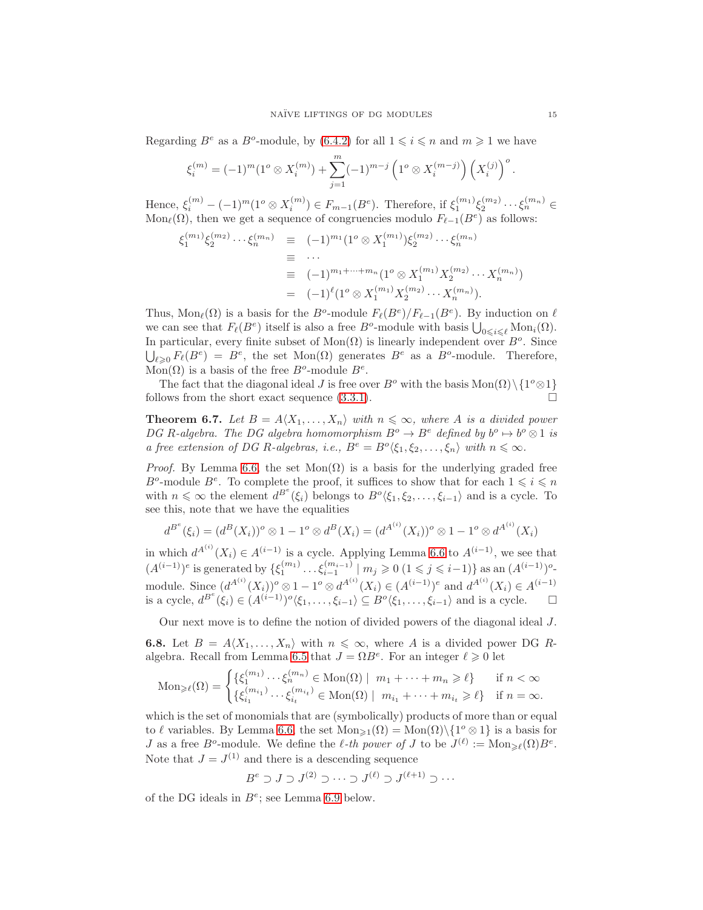Regarding $B^e$ as a $B^o$-module, by (6.4.2) for all $1 \leqslant i \leqslant n$ and $m \geqslant 1$ we have

$$\xi_i^{(m)} = (-1)^m (1^o \otimes X_i^{(m)}) + \sum_{j=1}^{m} (-1)^{m-j} \left(1^o \otimes X_i^{(m-j)}\right) \left(X_i^{(j)}\right)^o.$$

Hence, $\xi_i^{(m)} - (-1)^m (1^o \otimes X_i^{(m)}) \in F_{m-1}(B^e)$. Therefore, if $\xi_1^{(m_1)} \xi_2^{(m_2)} \cdots \xi_n^{(m_n)} \in \mathrm{Mon}_\ell(\Omega)$, then we get a sequence of congruencies modulo $F_{\ell-1}(B^e)$ as follows:

$$\begin{aligned}
\xi_1^{(m_1)} \xi_2^{(m_2)} \cdots \xi_n^{(m_n)} &\equiv (-1)^{m_1} (1^o \otimes X_1^{(m_1)}) \xi_2^{(m_2)} \cdots \xi_n^{(m_n)} \\
&\equiv \cdots \\
&\equiv (-1)^{m_1 + \cdots + m_n} (1^o \otimes X_1^{(m_1)} X_2^{(m_2)} \cdots X_n^{(m_n)}) \\
&= (-1)^{\ell} (1^o \otimes X_1^{(m_1)} X_2^{(m_2)} \cdots X_n^{(m_n)}).
\end{aligned}$$

Thus, $\mathrm{Mon}_\ell(\Omega)$ is a basis for the $B^o$-module $F_\ell(B^e)/F_{\ell-1}(B^e)$. By induction on $\ell$ we can see that $F_\ell(B^e)$ itself is also a free $B^o$-module with basis $\bigcup_{0 \leqslant i \leqslant \ell} \mathrm{Mon}_i(\Omega)$. In particular, every finite subset of $\mathrm{Mon}(\Omega)$ is linearly independent over $B^o$. Since $\bigcup_{\ell \geqslant 0} F_\ell(B^e) = B^e$, the set $\mathrm{Mon}(\Omega)$ generates $B^e$ as a $B^o$-module. Therefore, $\mathrm{Mon}(\Omega)$ is a basis of the free $B^o$-module $B^e$.

The fact that the diagonal ideal $J$ is free over $B^o$ with the basis $\mathrm{Mon}(\Omega) \setminus \{1^o \otimes 1\}$ follows from the short exact sequence (3.3.1). □

**Theorem 6.7.** *Let $B = A\langle X_1, \ldots, X_n \rangle$ with $n \leqslant \infty$, where $A$ is a divided power DG $R$-algebra. The DG algebra homomorphism $B^o \to B^e$ defined by $b^o \mapsto b^o \otimes 1$ is a free extension of DG $R$-algebras, i.e., $B^e = B^o\langle \xi_1, \xi_2, \ldots, \xi_n \rangle$ with $n \leqslant \infty$.*

*Proof.* By Lemma 6.6, the set $\mathrm{Mon}(\Omega)$ is a basis for the underlying graded free $B^o$-module $B^e$. To complete the proof, it suffices to show that for each $1 \leqslant i \leqslant n$ with $n \leqslant \infty$ the element $d^{B^e}(\xi_i)$ belongs to $B^o\langle \xi_1, \xi_2, \ldots, \xi_{i-1} \rangle$ and is a cycle. To see this, note that we have the equalities

$$d^{B^e}(\xi_i) = (d^B(X_i))^o \otimes 1 - 1^o \otimes d^B(X_i) = (d^{A^{(i)}}(X_i))^o \otimes 1 - 1^o \otimes d^{A^{(i)}}(X_i)$$

in which $d^{A^{(i)}}(X_i) \in A^{(i-1)}$ is a cycle. Applying Lemma 6.6 to $A^{(i-1)}$, we see that $(A^{(i-1)})^e$ is generated by $\{\xi_1^{(m_1)} \ldots \xi_{i-1}^{(m_{i-1})} \mid m_j \geqslant 0 \ (1 \leqslant j \leqslant i-1)\}$ as an $(A^{(i-1)})^o$-module. Since $(d^{A^{(i)}}(X_i))^o \otimes 1 - 1^o \otimes d^{A^{(i)}}(X_i) \in (A^{(i-1)})^e$ and $d^{A^{(i)}}(X_i) \in A^{(i-1)}$ is a cycle, $d^{B^e}(\xi_i) \in (A^{(i-1)})^o\langle \xi_1, \ldots, \xi_{i-1} \rangle \subseteq B^o\langle \xi_1, \ldots, \xi_{i-1} \rangle$ and is a cycle. □

Our next move is to define the notion of divided powers of the diagonal ideal $J$.

**6.8.** Let $B = A\langle X_1, \ldots, X_n \rangle$ with $n \leqslant \infty$, where $A$ is a divided power DG $R$-algebra. Recall from Lemma 6.5 that $J = \Omega B^e$. For an integer $\ell \geqslant 0$ let

$$\mathrm{Mon}_{\geqslant \ell}(\Omega) = \begin{cases} \{\xi_1^{(m_1)} \cdots \xi_n^{(m_n)} \in \mathrm{Mon}(\Omega) \mid \ m_1 + \cdots + m_n \geqslant \ell\} & \text{if } n < \infty \\ \{\xi_{i_1}^{(m_{i_1})} \cdots \xi_{i_t}^{(m_{i_t})} \in \mathrm{Mon}(\Omega) \mid \ m_{i_1} + \cdots + m_{i_t} \geqslant \ell\} & \text{if } n = \infty. \end{cases}$$

which is the set of monomials that are (symbolically) products of more than or equal to $\ell$ variables. By Lemma 6.6, the set $\mathrm{Mon}_{\geqslant 1}(\Omega) = \mathrm{Mon}(\Omega) \setminus \{1^o \otimes 1\}$ is a basis for $J$ as a free $B^o$-module. We define the *$\ell$-th power of* $J$ to be $J^{(\ell)} := \mathrm{Mon}_{\geqslant \ell}(\Omega) B^e$. Note that $J = J^{(1)}$ and there is a descending sequence

$$B^e \supset J \supset J^{(2)} \supset \cdots \supset J^{(\ell)} \supset J^{(\ell+1)} \supset \cdots$$

of the DG ideals in $B^e$; see Lemma 6.9 below.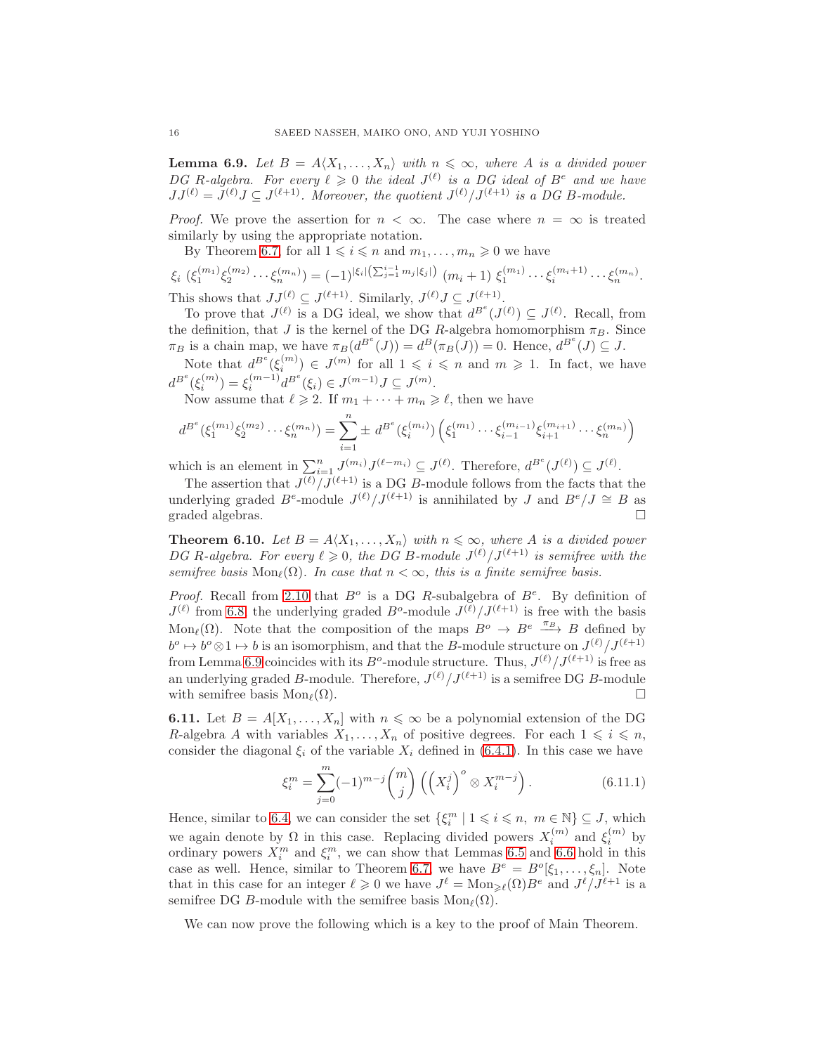**Lemma 6.9.** *Let $B = A\langle X_1, \ldots, X_n\rangle$ with $n \leqslant \infty$, where $A$ is a divided power DG $R$-algebra. For every $\ell \geqslant 0$ the ideal $J^{(\ell)}$ is a DG ideal of $B^e$ and we have $JJ^{(\ell)} = J^{(\ell)}J \subseteq J^{(\ell+1)}$. Moreover, the quotient $J^{(\ell)}/J^{(\ell+1)}$ is a DG $B$-module.*

*Proof.* We prove the assertion for $n < \infty$. The case where $n = \infty$ is treated similarly by using the appropriate notation.

By Theorem 6.7, for all $1 \leqslant i \leqslant n$ and $m_1, \ldots, m_n \geqslant 0$ we have

$$\xi_i\ (\xi_1^{(m_1)}\xi_2^{(m_2)}\cdots\xi_n^{(m_n)}) = (-1)^{|\xi_i|\left(\sum_{j=1}^{i-1} m_j|\xi_j|\right)}\ (m_i+1)\ \xi_1^{(m_1)}\cdots\xi_i^{(m_i+1)}\cdots\xi_n^{(m_n)}.$$

This shows that $JJ^{(\ell)} \subseteq J^{(\ell+1)}$. Similarly, $J^{(\ell)}J \subseteq J^{(\ell+1)}$.

To prove that $J^{(\ell)}$ is a DG ideal, we show that $d^{B^e}(J^{(\ell)}) \subseteq J^{(\ell)}$. Recall, from the definition, that $J$ is the kernel of the DG $R$-algebra homomorphism $\pi_B$. Since $\pi_B$ is a chain map, we have $\pi_B(d^{B^e}(J)) = d^B(\pi_B(J)) = 0$. Hence, $d^{B^e}(J) \subseteq J$.

Note that $d^{B^e}(\xi_i^{(m)}) \in J^{(m)}$ for all $1 \leqslant i \leqslant n$ and $m \geqslant 1$. In fact, we have $d^{B^e}(\xi_i^{(m)}) = \xi_i^{(m-1)}d^{B^e}(\xi_i) \in J^{(m-1)}J \subseteq J^{(m)}$.

Now assume that $\ell \geqslant 2$. If $m_1 + \cdots + m_n \geqslant \ell$, then we have

$$d^{B^e}(\xi_1^{(m_1)}\xi_2^{(m_2)}\cdots\xi_n^{(m_n)}) = \sum_{i=1}^{n} \pm\ d^{B^e}(\xi_i^{(m_i)})\left(\xi_1^{(m_1)}\cdots\xi_{i-1}^{(m_{i-1})}\xi_{i+1}^{(m_{i+1})}\cdots\xi_n^{(m_n)}\right)$$

which is an element in $\sum_{i=1}^{n} J^{(m_i)}J^{(\ell-m_i)} \subseteq J^{(\ell)}$. Therefore, $d^{B^e}(J^{(\ell)}) \subseteq J^{(\ell)}$.

The assertion that $J^{(\ell)}/J^{(\ell+1)}$ is a DG $B$-module follows from the facts that the underlying graded $B^e$-module $J^{(\ell)}/J^{(\ell+1)}$ is annihilated by $J$ and $B^e/J \cong B$ as graded algebras. $\square$

**Theorem 6.10.** *Let $B = A\langle X_1, \ldots, X_n\rangle$ with $n \leqslant \infty$, where $A$ is a divided power DG $R$-algebra. For every $\ell \geqslant 0$, the DG $B$-module $J^{(\ell)}/J^{(\ell+1)}$ is semifree with the semifree basis $\operatorname{Mon}_\ell(\Omega)$. In case that $n < \infty$, this is a finite semifree basis.*

*Proof.* Recall from 2.10 that $B^o$ is a DG $R$-subalgebra of $B^e$. By definition of $J^{(\ell)}$ from 6.8, the underlying graded $B^o$-module $J^{(\ell)}/J^{(\ell+1)}$ is free with the basis $\operatorname{Mon}_\ell(\Omega)$. Note that the composition of the maps $B^o \to B^e \xrightarrow{\pi_B} B$ defined by $b^o \mapsto b^o \otimes 1 \mapsto b$ is an isomorphism, and that the $B$-module structure on $J^{(\ell)}/J^{(\ell+1)}$ from Lemma 6.9 coincides with its $B^o$-module structure. Thus, $J^{(\ell)}/J^{(\ell+1)}$ is free as an underlying graded $B$-module. Therefore, $J^{(\ell)}/J^{(\ell+1)}$ is a semifree DG $B$-module with semifree basis $\operatorname{Mon}_\ell(\Omega)$. $\square$

**6.11.** Let $B = A[X_1, \ldots, X_n]$ with $n \leqslant \infty$ be a polynomial extension of the DG $R$-algebra $A$ with variables $X_1, \ldots, X_n$ of positive degrees. For each $1 \leqslant i \leqslant n$, consider the diagonal $\xi_i$ of the variable $X_i$ defined in (6.4.1). In this case we have

$$\xi_i^m = \sum_{j=0}^{m} (-1)^{m-j}\binom{m}{j}\left(\left(X_i^j\right)^o \otimes X_i^{m-j}\right). \tag{6.11.1}$$

Hence, similar to 6.4, we can consider the set $\{\xi_i^m \mid 1 \leqslant i \leqslant n,\ m \in \mathbb{N}\} \subseteq J$, which we again denote by $\Omega$ in this case. Replacing divided powers $X_i^{(m)}$ and $\xi_i^{(m)}$ by ordinary powers $X_i^m$ and $\xi_i^m$, we can show that Lemmas 6.5 and 6.6 hold in this case as well. Hence, similar to Theorem 6.7, we have $B^e = B^o[\xi_1, \ldots, \xi_n]$. Note that in this case for an integer $\ell \geqslant 0$ we have $J^\ell = \operatorname{Mon}_{\geqslant \ell}(\Omega)B^e$ and $J^\ell/J^{\ell+1}$ is a semifree DG $B$-module with the semifree basis $\operatorname{Mon}_\ell(\Omega)$.

We can now prove the following which is a key to the proof of Main Theorem.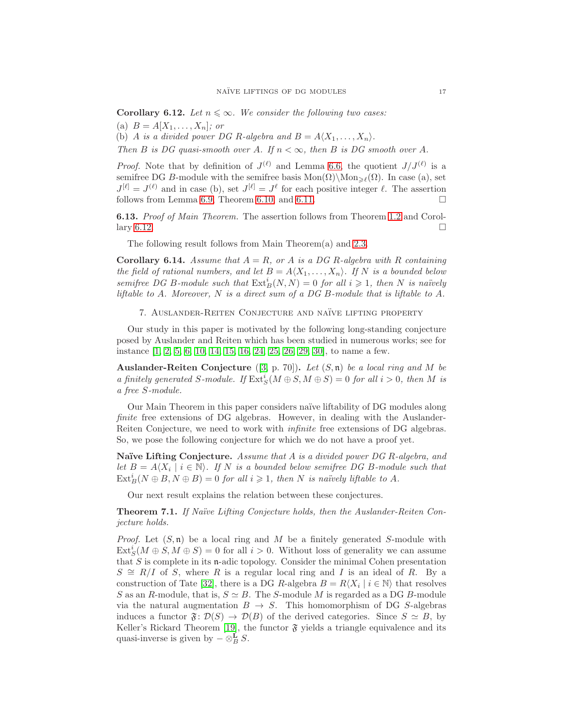**Corollary 6.12.** *Let $n \leqslant \infty$. We consider the following two cases:*

(a) *$B = A[X_1, \dots, X_n]$; or*

(b) *$A$ is a divided power DG $R$-algebra and $B = A\langle X_1, \dots, X_n\rangle$.*

*Then $B$ is DG quasi-smooth over $A$. If $n < \infty$, then $B$ is DG smooth over $A$.*

*Proof.* Note that by definition of $J^{(\ell)}$ and Lemma 6.6, the quotient $J/J^{(\ell)}$ is a semifree DG $B$-module with the semifree basis $\mathrm{Mon}(\Omega)\backslash\mathrm{Mon}_{\geqslant \ell}(\Omega)$. In case (a), set $J^{[\ell]} = J^{(\ell)}$ and in case (b), set $J^{[\ell]} = J^{\ell}$ for each positive integer $\ell$. The assertion follows from Lemma 6.9, Theorem 6.10, and 6.11. □

**6.13.** *Proof of Main Theorem.* The assertion follows from Theorem 1.2 and Corollary 6.12. □

The following result follows from Main Theorem(a) and 2.3.

**Corollary 6.14.** *Assume that $A = R$, or $A$ is a DG $R$-algebra with $R$ containing the field of rational numbers, and let $B = A\langle X_1, \dots, X_n\rangle$. If $N$ is a bounded below semifree DG $B$-module such that $\mathrm{Ext}^i_B(N, N) = 0$ for all $i \geqslant 1$, then $N$ is naïvely liftable to $A$. Moreover, $N$ is a direct sum of a DG $B$-module that is liftable to $A$.*

## 7. Auslander-Reiten Conjecture and naïve lifting property

Our study in this paper is motivated by the following long-standing conjecture posed by Auslander and Reiten which has been studied in numerous works; see for instance [1, 2, 5, 6, 10, 14, 15, 16, 24, 25, 26, 29, 30], to name a few.

**Auslander-Reiten Conjecture** ([3, p. 70]). *Let $(S, \mathfrak{n})$ be a local ring and $M$ be a finitely generated $S$-module. If $\mathrm{Ext}^i_S(M \oplus S, M \oplus S) = 0$ for all $i > 0$, then $M$ is a free $S$-module.*

Our Main Theorem in this paper considers naïve liftability of DG modules along *finite* free extensions of DG algebras. However, in dealing with the Auslander-Reiten Conjecture, we need to work with *infinite* free extensions of DG algebras. So, we pose the following conjecture for which we do not have a proof yet.

**Naïve Lifting Conjecture.** *Assume that $A$ is a divided power DG $R$-algebra, and let $B = A\langle X_i \mid i \in \mathbb{N}\rangle$. If $N$ is a bounded below semifree DG $B$-module such that $\mathrm{Ext}^i_B(N \oplus B, N \oplus B) = 0$ for all $i \geqslant 1$, then $N$ is naïvely liftable to $A$.*

Our next result explains the relation between these conjectures.

**Theorem 7.1.** *If Naïve Lifting Conjecture holds, then the Auslander-Reiten Conjecture holds.*

*Proof.* Let $(S, \mathfrak{n})$ be a local ring and $M$ be a finitely generated $S$-module with $\mathrm{Ext}^i_S(M \oplus S, M \oplus S) = 0$ for all $i > 0$. Without loss of generality we can assume that $S$ is complete in its $\mathfrak{n}$-adic topology. Consider the minimal Cohen presentation $S \cong R/I$ of $S$, where $R$ is a regular local ring and $I$ is an ideal of $R$. By a construction of Tate [32], there is a DG $R$-algebra $B = R\langle X_i \mid i \in \mathbb{N}\rangle$ that resolves $S$ as an $R$-module, that is, $S \simeq B$. The $S$-module $M$ is regarded as a DG $B$-module via the natural augmentation $B \to S$. This homomorphism of DG $S$-algebras induces a functor $\mathfrak{F} \colon \mathcal{D}(S) \to \mathcal{D}(B)$ of the derived categories. Since $S \simeq B$, by Keller's Rickard Theorem [19], the functor $\mathfrak{F}$ yields a triangle equivalence and its quasi-inverse is given by $- \otimes^{\mathbf{L}}_B S$.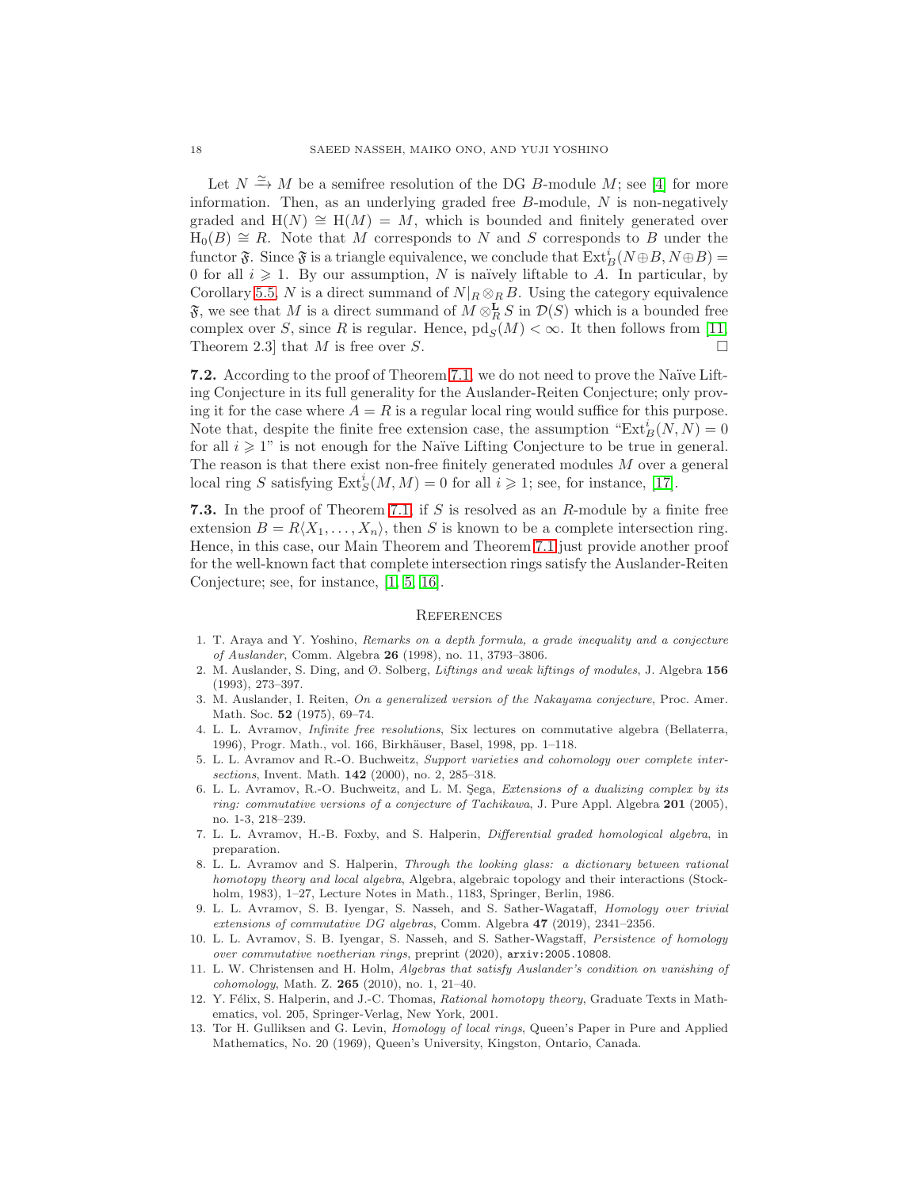Let $N \xrightarrow{\simeq} M$ be a semifree resolution of the DG $B$-module $M$; see [4] for more information. Then, as an underlying graded free $B$-module, $N$ is non-negatively graded and $\mathrm{H}(N) \cong \mathrm{H}(M) = M$, which is bounded and finitely generated over $\mathrm{H}_0(B) \cong R$. Note that $M$ corresponds to $N$ and $S$ corresponds to $B$ under the functor $\mathfrak{F}$. Since $\mathfrak{F}$ is a triangle equivalence, we conclude that $\mathrm{Ext}^i_B(N \oplus B, N \oplus B) = 0$ for all $i \geqslant 1$. By our assumption, $N$ is naïvely liftable to $A$. In particular, by Corollary 5.5, $N$ is a direct summand of $N|_R \otimes_R B$. Using the category equivalence $\mathfrak{F}$, we see that $M$ is a direct summand of $M \otimes^{\mathbf{L}}_R S$ in $\mathcal{D}(S)$ which is a bounded free complex over $S$, since $R$ is regular. Hence, $\mathrm{pd}_S(M) < \infty$. It then follows from [11, Theorem 2.3] that $M$ is free over $S$. $\square$

**7.2.** According to the proof of Theorem 7.1, we do not need to prove the Naïve Lifting Conjecture in its full generality for the Auslander-Reiten Conjecture; only proving it for the case where $A = R$ is a regular local ring would suffice for this purpose. Note that, despite the finite free extension case, the assumption "$\mathrm{Ext}^i_B(N, N) = 0$ for all $i \geqslant 1$" is not enough for the Naïve Lifting Conjecture to be true in general. The reason is that there exist non-free finitely generated modules $M$ over a general local ring $S$ satisfying $\mathrm{Ext}^i_S(M, M) = 0$ for all $i \geqslant 1$; see, for instance, [17].

**7.3.** In the proof of Theorem 7.1, if $S$ is resolved as an $R$-module by a finite free extension $B = R\langle X_1, \dots, X_n\rangle$, then $S$ is known to be a complete intersection ring. Hence, in this case, our Main Theorem and Theorem 7.1 just provide another proof for the well-known fact that complete intersection rings satisfy the Auslander-Reiten Conjecture; see, for instance, [1, 5, 16].

## References

1. T. Araya and Y. Yoshino, *Remarks on a depth formula, a grade inequality and a conjecture of Auslander*, Comm. Algebra **26** (1998), no. 11, 3793–3806.
2. M. Auslander, S. Ding, and Ø. Solberg, *Liftings and weak liftings of modules*, J. Algebra **156** (1993), 273–397.
3. M. Auslander, I. Reiten, *On a generalized version of the Nakayama conjecture*, Proc. Amer. Math. Soc. **52** (1975), 69–74.
4. L. L. Avramov, *Infinite free resolutions*, Six lectures on commutative algebra (Bellaterra, 1996), Progr. Math., vol. 166, Birkhäuser, Basel, 1998, pp. 1–118.
5. L. L. Avramov and R.-O. Buchweitz, *Support varieties and cohomology over complete intersections*, Invent. Math. **142** (2000), no. 2, 285–318.
6. L. L. Avramov, R.-O. Buchweitz, and L. M. Şega, *Extensions of a dualizing complex by its ring: commutative versions of a conjecture of Tachikawa*, J. Pure Appl. Algebra **201** (2005), no. 1-3, 218–239.
7. L. L. Avramov, H.-B. Foxby, and S. Halperin, *Differential graded homological algebra*, in preparation.
8. L. L. Avramov and S. Halperin, *Through the looking glass: a dictionary between rational homotopy theory and local algebra*, Algebra, algebraic topology and their interactions (Stockholm, 1983), 1–27, Lecture Notes in Math., 1183, Springer, Berlin, 1986.
9. L. L. Avramov, S. B. Iyengar, S. Nasseh, and S. Sather-Wagataff, *Homology over trivial extensions of commutative DG algebras*, Comm. Algebra **47** (2019), 2341–2356.
10. L. L. Avramov, S. B. Iyengar, S. Nasseh, and S. Sather-Wagstaff, *Persistence of homology over commutative noetherian rings*, preprint (2020), arXiv:2005.10808.
11. L. W. Christensen and H. Holm, *Algebras that satisfy Auslander's condition on vanishing of cohomology*, Math. Z. **265** (2010), no. 1, 21–40.
12. Y. Félix, S. Halperin, and J.-C. Thomas, *Rational homotopy theory*, Graduate Texts in Mathematics, vol. 205, Springer-Verlag, New York, 2001.
13. Tor H. Gulliksen and G. Levin, *Homology of local rings*, Queen's Paper in Pure and Applied Mathematics, No. 20 (1969), Queen's University, Kingston, Ontario, Canada.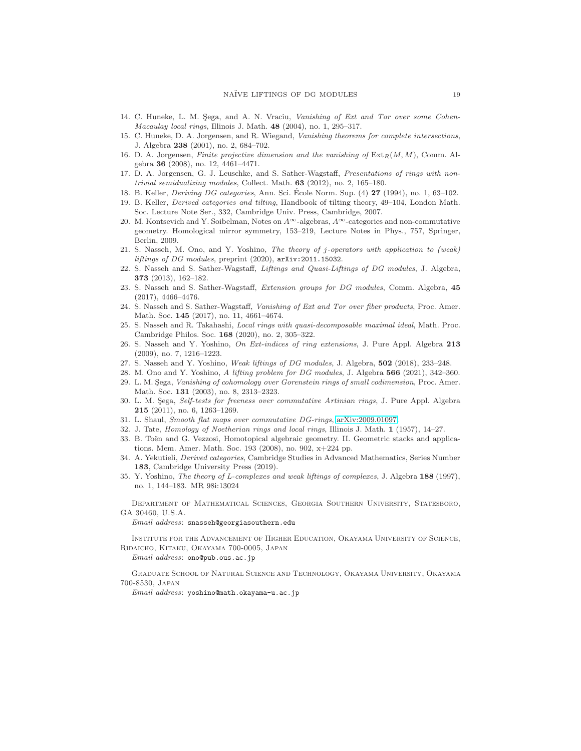14. C. Huneke, L. M. Şega, and A. N. Vraciu, *Vanishing of Ext and Tor over some Cohen-Macaulay local rings*, Illinois J. Math. **48** (2004), no. 1, 295–317.
15. C. Huneke, D. A. Jorgensen, and R. Wiegand, *Vanishing theorems for complete intersections*, J. Algebra **238** (2001), no. 2, 684–702.
16. D. A. Jorgensen, *Finite projective dimension and the vanishing of* $\mathrm{Ext}_R(M, M)$, Comm. Algebra **36** (2008), no. 12, 4461–4471.
17. D. A. Jorgensen, G. J. Leuschke, and S. Sather-Wagstaff, *Presentations of rings with non-trivial semidualizing modules*, Collect. Math. **63** (2012), no. 2, 165–180.
18. B. Keller, *Deriving DG categories*, Ann. Sci. École Norm. Sup. (4) **27** (1994), no. 1, 63–102.
19. B. Keller, *Derived categories and tilting*, Handbook of tilting theory, 49–104, London Math. Soc. Lecture Note Ser., 332, Cambridge Univ. Press, Cambridge, 2007.
20. M. Kontsevich and Y. Soibelman, Notes on $A^\infty$-algebras, $A^\infty$-categories and non-commutative geometry. Homological mirror symmetry, 153–219, Lecture Notes in Phys., 757, Springer, Berlin, 2009.
21. S. Nasseh, M. Ono, and Y. Yoshino, *The theory of j-operators with application to (weak) liftings of DG modules*, preprint (2020), arXiv:2011.15032.
22. S. Nasseh and S. Sather-Wagstaff, *Liftings and Quasi-Liftings of DG modules*, J. Algebra, **373** (2013), 162–182.
23. S. Nasseh and S. Sather-Wagstaff, *Extension groups for DG modules*, Comm. Algebra, **45** (2017), 4466–4476.
24. S. Nasseh and S. Sather-Wagstaff, *Vanishing of Ext and Tor over fiber products*, Proc. Amer. Math. Soc. **145** (2017), no. 11, 4661–4674.
25. S. Nasseh and R. Takahashi, *Local rings with quasi-decomposable maximal ideal*, Math. Proc. Cambridge Philos. Soc. **168** (2020), no. 2, 305–322.
26. S. Nasseh and Y. Yoshino, *On Ext-indices of ring extensions*, J. Pure Appl. Algebra **213** (2009), no. 7, 1216–1223.
27. S. Nasseh and Y. Yoshino, *Weak liftings of DG modules*, J. Algebra, **502** (2018), 233–248.
28. M. Ono and Y. Yoshino, *A lifting problem for DG modules*, J. Algebra **566** (2021), 342–360.
29. L. M. Şega, *Vanishing of cohomology over Gorenstein rings of small codimension*, Proc. Amer. Math. Soc. **131** (2003), no. 8, 2313–2323.
30. L. M. Şega, *Self-tests for freeness over commutative Artinian rings*, J. Pure Appl. Algebra **215** (2011), no. 6, 1263–1269.
31. L. Shaul, *Smooth flat maps over commutative DG-rings*, arXiv:2009.01097.
32. J. Tate, *Homology of Noetherian rings and local rings*, Illinois J. Math. **1** (1957), 14–27.
33. B. Toën and G. Vezzosi, Homotopical algebraic geometry. II. Geometric stacks and applications. Mem. Amer. Math. Soc. 193 (2008), no. 902, x+224 pp.
34. A. Yekutieli, *Derived categories*, Cambridge Studies in Advanced Mathematics, Series Number **183**, Cambridge University Press (2019).
35. Y. Yoshino, *The theory of L-complexes and weak liftings of complexes*, J. Algebra **188** (1997), no. 1, 144–183. MR 98i:13024

Department of Mathematical Sciences, Georgia Southern University, Statesboro, GA 30460, U.S.A.

*Email address*: snasseh@georgiasouthern.edu

Institute for the Advancement of Higher Education, Okayama University of Science, Ridaicho, Kitaku, Okayama 700-0005, Japan

*Email address*: ono@pub.ous.ac.jp

Graduate School of Natural Science and Technology, Okayama University, Okayama 700-8530, Japan

*Email address*: yoshino@math.okayama-u.ac.jp